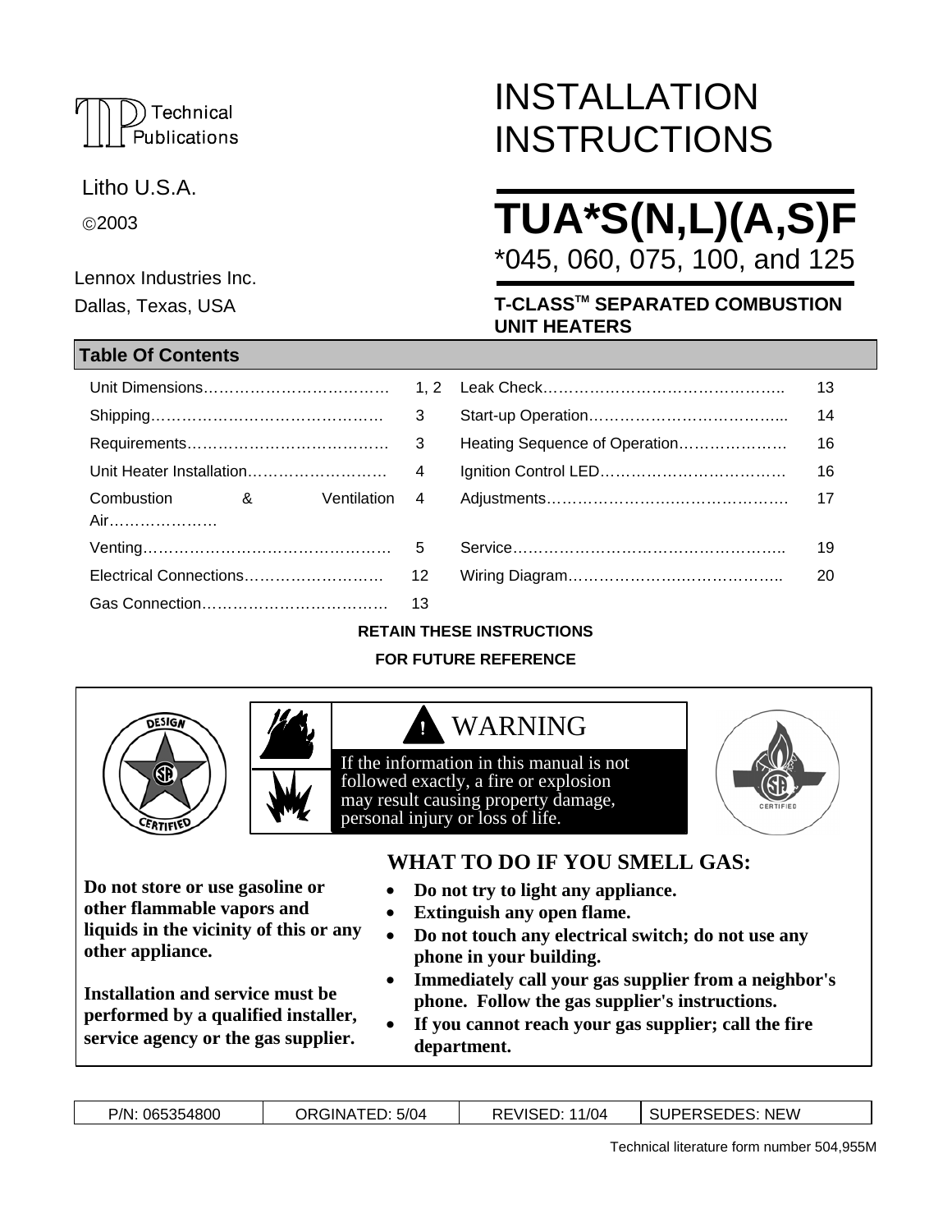Technical Publications

Litho U.S.A.

©2003

Lennox Industries Inc.

Dallas, Texas, USA

# INSTALLATION INSTRUCTIONS

# TUA*S(N,L)(A,S)F

*045, 060, 075, 100, and 125

### T-CLASS™ SEPARATED COMBUSTION UNIT HEATERS

## Table Of Contents

| | | | |
|---|---|---|---|
| Unit Dimensions………………………………. | 1, 2 | Leak Check……………………………………….. | 13 |
| Shipping………………………………………. | 3 | Start-up Operation………………………………... | 14 |
| Requirements…………………………………. | 3 | Heating Sequence of Operation…………………. | 16 |
| Unit Heater Installation………………………. | 4 | Ignition Control LED……………………………… | 16 |
| Combustion & Ventilation Air………………… | 4 | Adjustments………………………………………. | 17 |
| Venting………………………………………… | 5 | Service…………………………………………….. | 19 |
| Electrical Connections………………………. | 12 | Wiring Diagram……………………………………. | 20 |
| Gas Connection………………………………. | 13 | | |

**RETAIN THESE INSTRUCTIONS**

**FOR FUTURE REFERENCE**

**WARNING**

If the information in this manual is not followed exactly, a fire or explosion may result causing property damage, personal injury or loss of life.

**Do not store or use gasoline or other flammable vapors and liquids in the vicinity of this or any other appliance.**

**Installation and service must be performed by a qualified installer, service agency or the gas supplier.**

**WHAT TO DO IF YOU SMELL GAS:**

- **Do not try to light any appliance.**
- **Extinguish any open flame.**
- **Do not touch any electrical switch; do not use any phone in your building.**
- **Immediately call your gas supplier from a neighbor's phone. Follow the gas supplier's instructions.**
- **If you cannot reach your gas supplier; call the fire department.**

| P/N: 065354800 | ORGINATED: 5/04 | REVISED: 11/04 | SUPERSEDES: NEW |
|---|---|---|---|

Technical literature form number 504,955M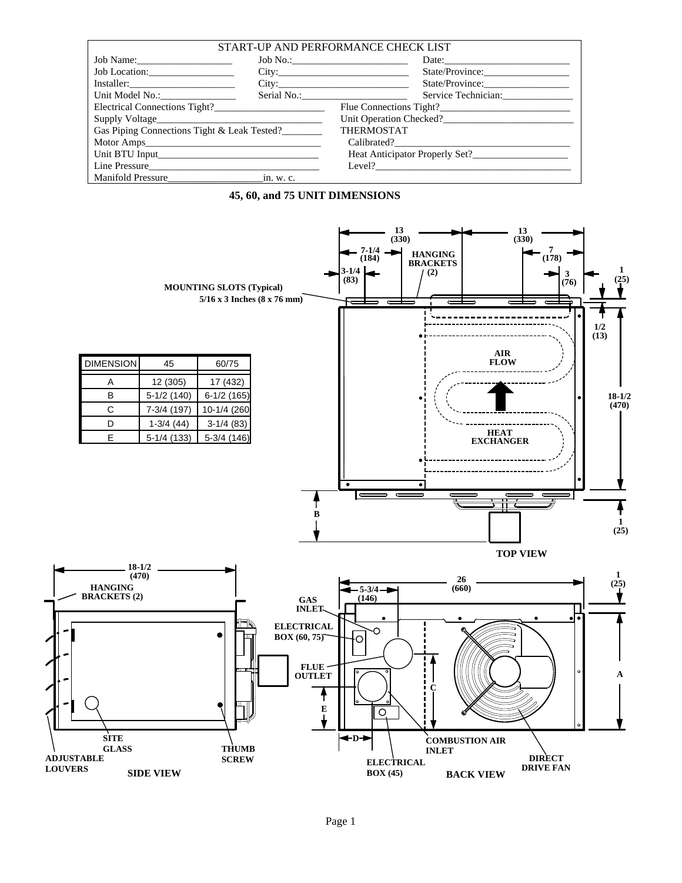## START-UP AND PERFORMANCE CHECK LIST

Job Name:__________________ Job No.:______________________ Date:________________________

Job Location:________________ City:________________________ State/Province:________________

Installer:____________________ City:________________________ State/Province:________________

Unit Model No.:_______________ Serial No.:_____________________ Service Technician:______________

Electrical Connections Tight?______________________ Flue Connections Tight?_________________________

Supply Voltage________________________________ Unit Operation Checked?_________________________

Gas Piping Connections Tight & Leak Tested?________ THERMOSTAT

Motor Amps___________________________________ Calibrated?__________________________________

Unit BTU Input_______________________________ Heat Anticipator Properly Set?___________________

Line Pressure_________________________________ Level?______________________________________

Manifold Pressure___________________in. w. c.

## 45, 60, and 75 UNIT DIMENSIONS

| DIMENSION | 45 | 60/75 |
|---|---|---|
| A | 12 (305) | 17 (432) |
| B | 5-1/2 (140) | 6-1/2 (165) |
| C | 7-3/4 (197) | 10-1/4 (260 |
| D | 1-3/4 (44) | 3-1/4 (83) |
| E | 5-1/4 (133) | 5-3/4 (146) |

TOP VIEW: 13 (330); 13 (330); 7-1/4 (184); HANGING BRACKETS (2); 7 (178); 3-1/4 (83); 3 (76); 1 (25); MOUNTING SLOTS (Typical) 5/16 x 3 Inches (8 x 76 mm); 1/2 (13); AIR FLOW; 18-1/2 (470); HEAT EXCHANGER; B; 1 (25)

SIDE VIEW: 18-1/2 (470); HANGING BRACKETS (2); SITE GLASS; THUMB SCREW; ADJUSTABLE LOUVERS

BACK VIEW: 26 (660); 1 (25); 5-3/4 (146); GAS INLET; ELECTRICAL BOX (60, 75); FLUE OUTLET; C; A; E; D; COMBUSTION AIR INLET; ELECTRICAL BOX (45); DIRECT DRIVE FAN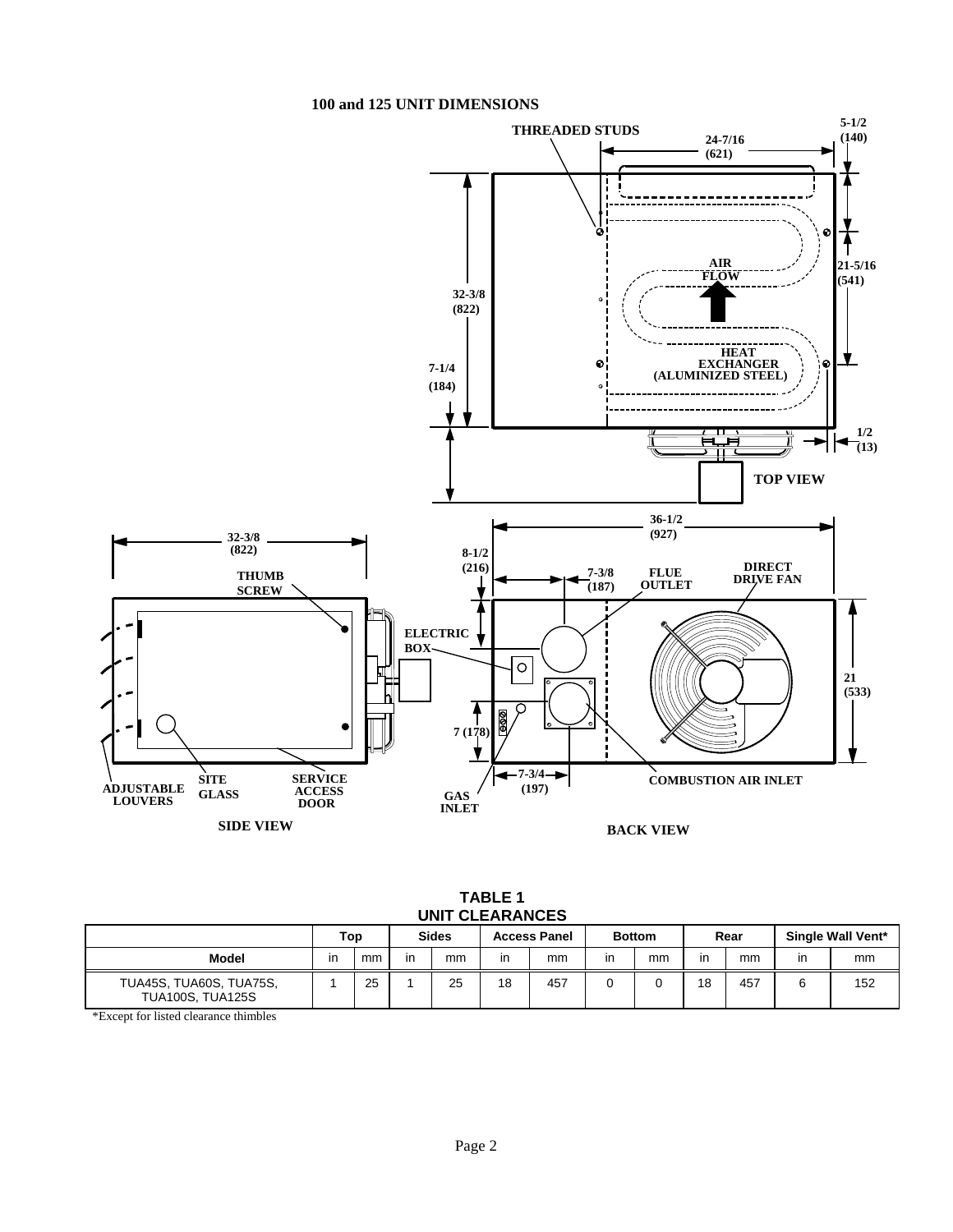### 100 and 125 UNIT DIMENSIONS

THREADED STUDS

24-7/16 (621)

5-1/2 (140)

21-5/16 (541)

32-3/8 (822)

AIR FLOW

HEAT EXCHANGER (ALUMINIZED STEEL)

7-1/4 (184)

1/2 (13)

TOP VIEW

32-3/8 (822)

36-1/2 (927)

8-1/2 (216)

7-3/8 (187)

FLUE OUTLET

DIRECT DRIVE FAN

THUMB SCREW

ELECTRIC BOX

21 (533)

7 (178)

7-3/4 (197)

ADJUSTABLE LOUVERS

SITE GLASS

SERVICE ACCESS DOOR

GAS INLET

COMBUSTION AIR INLET

SIDE VIEW

BACK VIEW

**TABLE 1**
**UNIT CLEARANCES**

| | Top | | Sides | | Access Panel | | Bottom | | Rear | | Single Wall Vent* | |
|---|---|---|---|---|---|---|---|---|---|---|---|---|
| **Model** | in | mm | in | mm | in | mm | in | mm | in | mm | in | mm |
| TUA45S, TUA60S, TUA75S, TUA100S, TUA125S | 1 | 25 | 1 | 25 | 18 | 457 | 0 | 0 | 18 | 457 | 6 | 152 |

*Except for listed clearance thimbles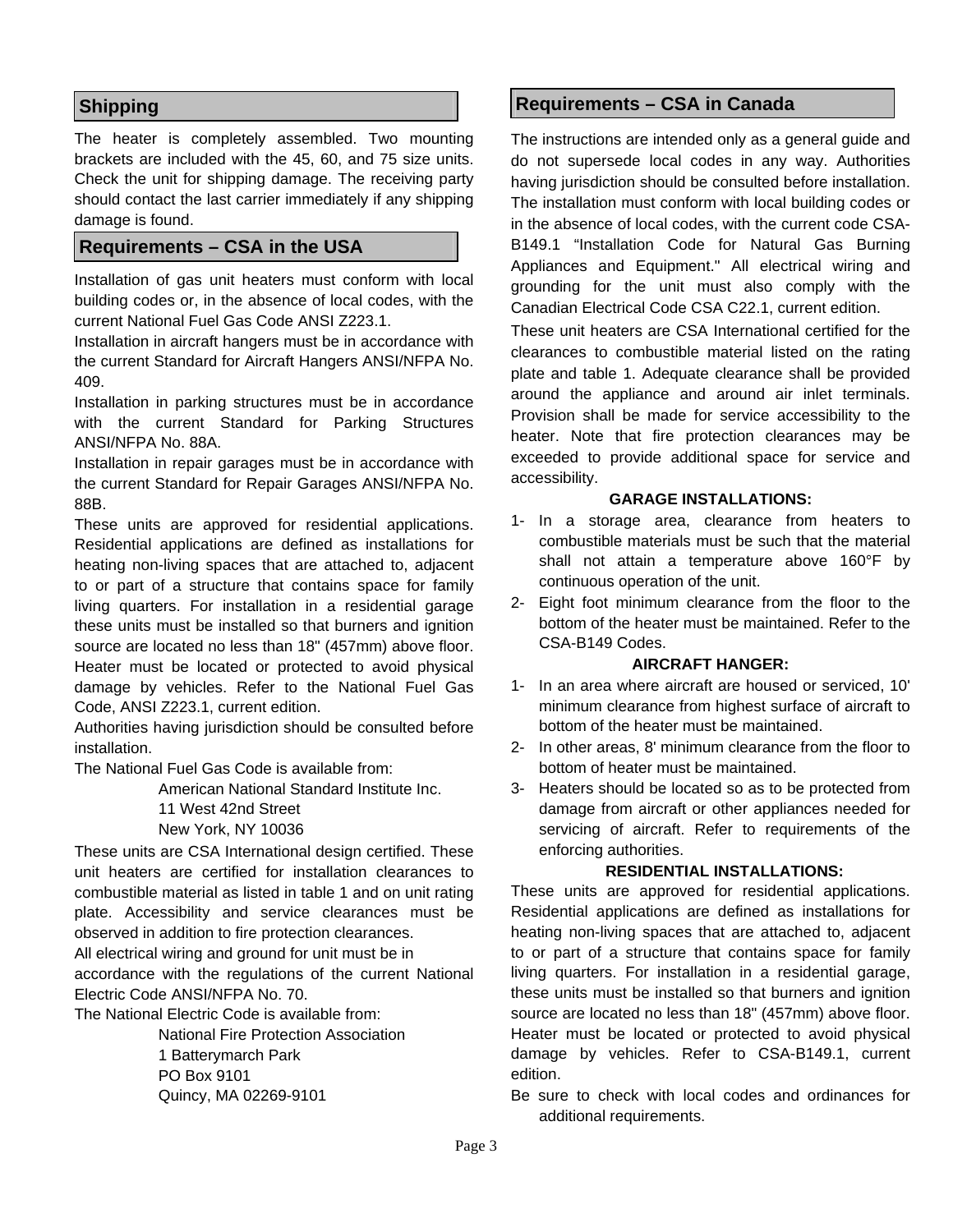## Shipping

The heater is completely assembled. Two mounting brackets are included with the 45, 60, and 75 size units. Check the unit for shipping damage. The receiving party should contact the last carrier immediately if any shipping damage is found.

## Requirements – CSA in the USA

Installation of gas unit heaters must conform with local building codes or, in the absence of local codes, with the current National Fuel Gas Code ANSI Z223.1.

Installation in aircraft hangers must be in accordance with the current Standard for Aircraft Hangers ANSI/NFPA No. 409.

Installation in parking structures must be in accordance with the current Standard for Parking Structures ANSI/NFPA No. 88A.

Installation in repair garages must be in accordance with the current Standard for Repair Garages ANSI/NFPA No. 88B.

These units are approved for residential applications. Residential applications are defined as installations for heating non-living spaces that are attached to, adjacent to or part of a structure that contains space for family living quarters. For installation in a residential garage these units must be installed so that burners and ignition source are located no less than 18" (457mm) above floor. Heater must be located or protected to avoid physical damage by vehicles. Refer to the National Fuel Gas Code, ANSI Z223.1, current edition.

Authorities having jurisdiction should be consulted before installation.

The National Fuel Gas Code is available from:

American National Standard Institute Inc.
11 West 42nd Street
New York, NY 10036

These units are CSA International design certified. These unit heaters are certified for installation clearances to combustible material as listed in table 1 and on unit rating plate. Accessibility and service clearances must be observed in addition to fire protection clearances.

All electrical wiring and ground for unit must be in accordance with the regulations of the current National Electric Code ANSI/NFPA No. 70.

The National Electric Code is available from:

National Fire Protection Association
1 Batterymarch Park
PO Box 9101
Quincy, MA 02269-9101

## Requirements – CSA in Canada

The instructions are intended only as a general guide and do not supersede local codes in any way. Authorities having jurisdiction should be consulted before installation. The installation must conform with local building codes or in the absence of local codes, with the current code CSA-B149.1 "Installation Code for Natural Gas Burning Appliances and Equipment." All electrical wiring and grounding for the unit must also comply with the Canadian Electrical Code CSA C22.1, current edition.

These unit heaters are CSA International certified for the clearances to combustible material listed on the rating plate and table 1. Adequate clearance shall be provided around the appliance and around air inlet terminals. Provision shall be made for service accessibility to the heater. Note that fire protection clearances may be exceeded to provide additional space for service and accessibility.

**GARAGE INSTALLATIONS:**

1- In a storage area, clearance from heaters to combustible materials must be such that the material shall not attain a temperature above 160°F by continuous operation of the unit.
2- Eight foot minimum clearance from the floor to the bottom of the heater must be maintained. Refer to the CSA-B149 Codes.

**AIRCRAFT HANGER:**

1- In an area where aircraft are housed or serviced, 10' minimum clearance from highest surface of aircraft to bottom of the heater must be maintained.
2- In other areas, 8' minimum clearance from the floor to bottom of heater must be maintained.
3- Heaters should be located so as to be protected from damage from aircraft or other appliances needed for servicing of aircraft. Refer to requirements of the enforcing authorities.

**RESIDENTIAL INSTALLATIONS:**

These units are approved for residential applications. Residential applications are defined as installations for heating non-living spaces that are attached to, adjacent to or part of a structure that contains space for family living quarters. For installation in a residential garage, these units must be installed so that burners and ignition source are located no less than 18" (457mm) above floor. Heater must be located or protected to avoid physical damage by vehicles. Refer to CSA-B149.1, current edition.

Be sure to check with local codes and ordinances for additional requirements.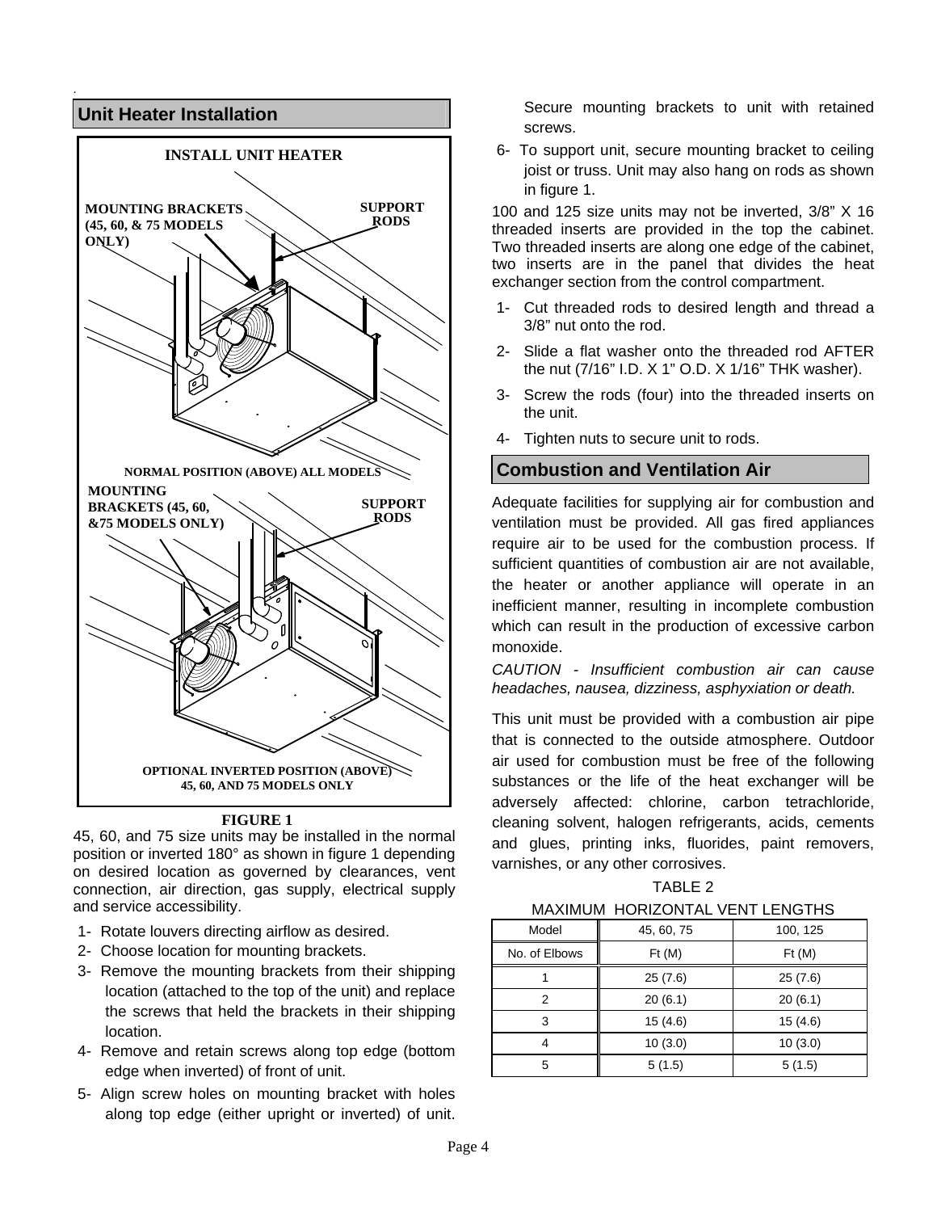## Unit Heater Installation

INSTALL UNIT HEATER

MOUNTING BRACKETS (45, 60, & 75 MODELS ONLY)

SUPPORT RODS

NORMAL POSITION (ABOVE) ALL MODELS

MOUNTING BRACKETS (45, 60, &75 MODELS ONLY)

SUPPORT RODS

OPTIONAL INVERTED POSITION (ABOVE) 45, 60, AND 75 MODELS ONLY

**FIGURE 1**

45, 60, and 75 size units may be installed in the normal position or inverted 180° as shown in figure 1 depending on desired location as governed by clearances, vent connection, air direction, gas supply, electrical supply and service accessibility.

1- Rotate louvers directing airflow as desired.
2- Choose location for mounting brackets.
3- Remove the mounting brackets from their shipping location (attached to the top of the unit) and replace the screws that held the brackets in their shipping location.
4- Remove and retain screws along top edge (bottom edge when inverted) of front of unit.
5- Align screw holes on mounting bracket with holes along top edge (either upright or inverted) of unit. Secure mounting brackets to unit with retained screws.
6- To support unit, secure mounting bracket to ceiling joist or truss. Unit may also hang on rods as shown in figure 1.

100 and 125 size units may not be inverted, 3/8" X 16 threaded inserts are provided in the top the cabinet. Two threaded inserts are along one edge of the cabinet, two inserts are in the panel that divides the heat exchanger section from the control compartment.

1- Cut threaded rods to desired length and thread a 3/8" nut onto the rod.
2- Slide a flat washer onto the threaded rod AFTER the nut (7/16" I.D. X 1" O.D. X 1/16" THK washer).
3- Screw the rods (four) into the threaded inserts on the unit.
4- Tighten nuts to secure unit to rods.

## Combustion and Ventilation Air

Adequate facilities for supplying air for combustion and ventilation must be provided. All gas fired appliances require air to be used for the combustion process. If sufficient quantities of combustion air are not available, the heater or another appliance will operate in an inefficient manner, resulting in incomplete combustion which can result in the production of excessive carbon monoxide.

*CAUTION - Insufficient combustion air can cause headaches, nausea, dizziness, asphyxiation or death.*

This unit must be provided with a combustion air pipe that is connected to the outside atmosphere. Outdoor air used for combustion must be free of the following substances or the life of the heat exchanger will be adversely affected: chlorine, carbon tetrachloride, cleaning solvent, halogen refrigerants, acids, cements and glues, printing inks, fluorides, paint removers, varnishes, or any other corrosives.

TABLE 2
MAXIMUM HORIZONTAL VENT LENGTHS

| Model | 45, 60, 75 | 100, 125 |
|---|---|---|
| No. of Elbows | Ft (M) | Ft (M) |
| 1 | 25 (7.6) | 25 (7.6) |
| 2 | 20 (6.1) | 20 (6.1) |
| 3 | 15 (4.6) | 15 (4.6) |
| 4 | 10 (3.0) | 10 (3.0) |
| 5 | 5 (1.5) | 5 (1.5) |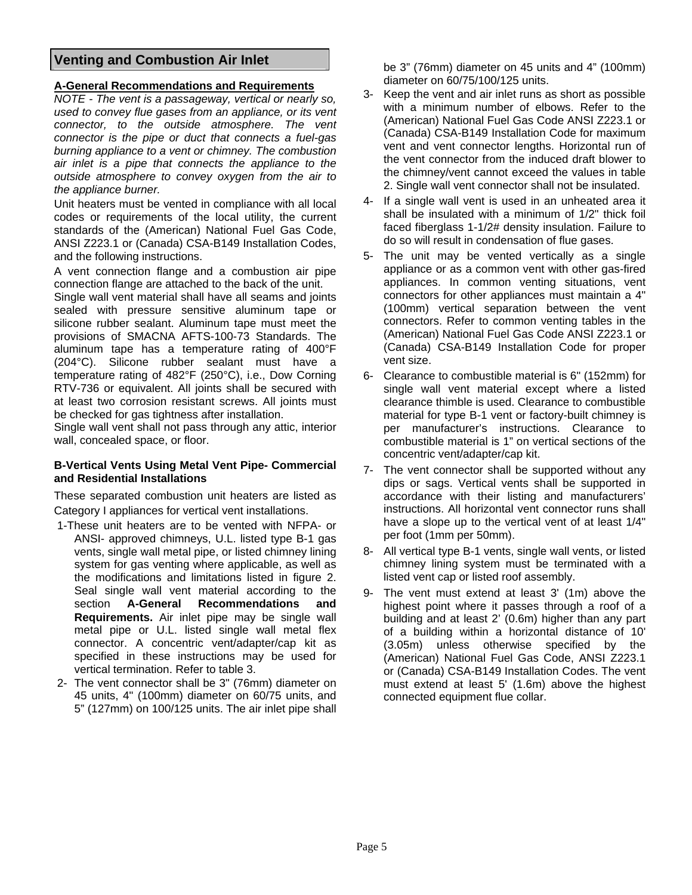## Venting and Combustion Air Inlet

### A-General Recommendations and Requirements

*NOTE - The vent is a passageway, vertical or nearly so, used to convey flue gases from an appliance, or its vent connector, to the outside atmosphere. The vent connector is the pipe or duct that connects a fuel-gas burning appliance to a vent or chimney. The combustion air inlet is a pipe that connects the appliance to the outside atmosphere to convey oxygen from the air to the appliance burner.*

Unit heaters must be vented in compliance with all local codes or requirements of the local utility, the current standards of the (American) National Fuel Gas Code, ANSI Z223.1 or (Canada) CSA-B149 Installation Codes, and the following instructions.

A vent connection flange and a combustion air pipe connection flange are attached to the back of the unit.

Single wall vent material shall have all seams and joints sealed with pressure sensitive aluminum tape or silicone rubber sealant. Aluminum tape must meet the provisions of SMACNA AFTS-100-73 Standards. The aluminum tape has a temperature rating of 400°F (204°C). Silicone rubber sealant must have a temperature rating of 482°F (250°C), i.e., Dow Corning RTV-736 or equivalent. All joints shall be secured with at least two corrosion resistant screws. All joints must be checked for gas tightness after installation.

Single wall vent shall not pass through any attic, interior wall, concealed space, or floor.

### B-Vertical Vents Using Metal Vent Pipe- Commercial and Residential Installations

These separated combustion unit heaters are listed as Category I appliances for vertical vent installations.

1- These unit heaters are to be vented with NFPA- or ANSI- approved chimneys, U.L. listed type B-1 gas vents, single wall metal pipe, or listed chimney lining system for gas venting where applicable, as well as the modifications and limitations listed in figure 2. Seal single wall vent material according to the section **A-General Recommendations and Requirements.** Air inlet pipe may be single wall metal pipe or U.L. listed single wall metal flex connector. A concentric vent/adapter/cap kit as specified in these instructions may be used for vertical termination. Refer to table 3.

2- The vent connector shall be 3" (76mm) diameter on 45 units, 4" (100mm) diameter on 60/75 units, and 5” (127mm) on 100/125 units. The air inlet pipe shall be 3” (76mm) diameter on 45 units and 4” (100mm) diameter on 60/75/100/125 units.

3- Keep the vent and air inlet runs as short as possible with a minimum number of elbows. Refer to the (American) National Fuel Gas Code ANSI Z223.1 or (Canada) CSA-B149 Installation Code for maximum vent and vent connector lengths. Horizontal run of the vent connector from the induced draft blower to the chimney/vent cannot exceed the values in table 2. Single wall vent connector shall not be insulated.

4- If a single wall vent is used in an unheated area it shall be insulated with a minimum of 1/2" thick foil faced fiberglass 1-1/2# density insulation. Failure to do so will result in condensation of flue gases.

5- The unit may be vented vertically as a single appliance or as a common vent with other gas-fired appliances. In common venting situations, vent connectors for other appliances must maintain a 4" (100mm) vertical separation between the vent connectors. Refer to common venting tables in the (American) National Fuel Gas Code ANSI Z223.1 or (Canada) CSA-B149 Installation Code for proper vent size.

6- Clearance to combustible material is 6" (152mm) for single wall vent material except where a listed clearance thimble is used. Clearance to combustible material for type B-1 vent or factory-built chimney is per manufacturer’s instructions. Clearance to combustible material is 1” on vertical sections of the concentric vent/adapter/cap kit.

7- The vent connector shall be supported without any dips or sags. Vertical vents shall be supported in accordance with their listing and manufacturers’ instructions. All horizontal vent connector runs shall have a slope up to the vertical vent of at least 1/4" per foot (1mm per 50mm).

8- All vertical type B-1 vents, single wall vents, or listed chimney lining system must be terminated with a listed vent cap or listed roof assembly.

9- The vent must extend at least 3' (1m) above the highest point where it passes through a roof of a building and at least 2’ (0.6m) higher than any part of a building within a horizontal distance of 10' (3.05m) unless otherwise specified by the (American) National Fuel Gas Code, ANSI Z223.1 or (Canada) CSA-B149 Installation Codes. The vent must extend at least 5' (1.6m) above the highest connected equipment flue collar.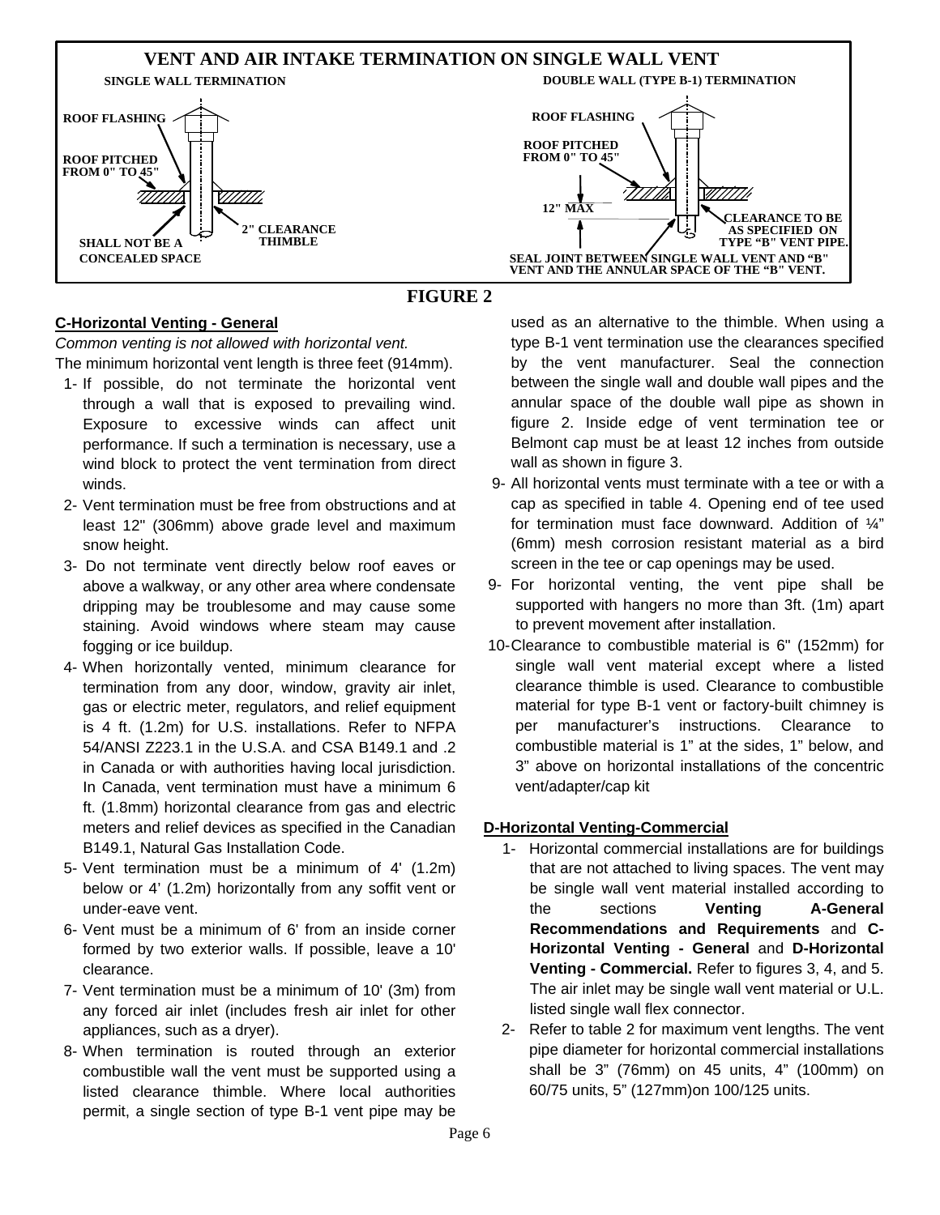**VENT AND AIR INTAKE TERMINATION ON SINGLE WALL VENT**

SINGLE WALL TERMINATION

ROOF FLASHING

ROOF PITCHED FROM 0" TO 45"

SHALL NOT BE A CONCEALED SPACE

2" CLEARANCE THIMBLE

DOUBLE WALL (TYPE B-1) TERMINATION

ROOF FLASHING

ROOF PITCHED FROM 0" TO 45"

12" MAX

CLEARANCE TO BE AS SPECIFIED ON TYPE "B" VENT PIPE.

SEAL JOINT BETWEEN SINGLE WALL VENT AND "B" VENT AND THE ANNULAR SPACE OF THE "B" VENT.

**FIGURE 2**

## C-Horizontal Venting - General

*Common venting is not allowed with horizontal vent.*

The minimum horizontal vent length is three feet (914mm).

1- If possible, do not terminate the horizontal vent through a wall that is exposed to prevailing wind. Exposure to excessive winds can affect unit performance. If such a termination is necessary, use a wind block to protect the vent termination from direct winds.
2- Vent termination must be free from obstructions and at least 12" (306mm) above grade level and maximum snow height.
3- Do not terminate vent directly below roof eaves or above a walkway, or any other area where condensate dripping may be troublesome and may cause some staining. Avoid windows where steam may cause fogging or ice buildup.
4- When horizontally vented, minimum clearance for termination from any door, window, gravity air inlet, gas or electric meter, regulators, and relief equipment is 4 ft. (1.2m) for U.S. installations. Refer to NFPA 54/ANSI Z223.1 in the U.S.A. and CSA B149.1 and .2 in Canada or with authorities having local jurisdiction. In Canada, vent termination must have a minimum 6 ft. (1.8mm) horizontal clearance from gas and electric meters and relief devices as specified in the Canadian B149.1, Natural Gas Installation Code.
5- Vent termination must be a minimum of 4' (1.2m) below or 4' (1.2m) horizontally from any soffit vent or under-eave vent.
6- Vent must be a minimum of 6' from an inside corner formed by two exterior walls. If possible, leave a 10' clearance.
7- Vent termination must be a minimum of 10' (3m) from any forced air inlet (includes fresh air inlet for other appliances, such as a dryer).
8- When termination is routed through an exterior combustible wall the vent must be supported using a listed clearance thimble. Where local authorities permit, a single section of type B-1 vent pipe may be used as an alternative to the thimble. When using a type B-1 vent termination use the clearances specified by the vent manufacturer. Seal the connection between the single wall and double wall pipes and the annular space of the double wall pipe as shown in figure 2. Inside edge of vent termination tee or Belmont cap must be at least 12 inches from outside wall as shown in figure 3.
9- All horizontal vents must terminate with a tee or with a cap as specified in table 4. Opening end of tee used for termination must face downward. Addition of ¼" (6mm) mesh corrosion resistant material as a bird screen in the tee or cap openings may be used.
9- For horizontal venting, the vent pipe shall be supported with hangers no more than 3ft. (1m) apart to prevent movement after installation.
10- Clearance to combustible material is 6" (152mm) for single wall vent material except where a listed clearance thimble is used. Clearance to combustible material for type B-1 vent or factory-built chimney is per manufacturer's instructions. Clearance to combustible material is 1" at the sides, 1" below, and 3" above on horizontal installations of the concentric vent/adapter/cap kit

## D-Horizontal Venting-Commercial

1- Horizontal commercial installations are for buildings that are not attached to living spaces. The vent may be single wall vent material installed according to the sections **Venting A-General Recommendations and Requirements** and **C-Horizontal Venting - General** and **D-Horizontal Venting - Commercial.** Refer to figures 3, 4, and 5. The air inlet may be single wall vent material or U.L. listed single wall flex connector.
2- Refer to table 2 for maximum vent lengths. The vent pipe diameter for horizontal commercial installations shall be 3" (76mm) on 45 units, 4" (100mm) on 60/75 units, 5" (127mm)on 100/125 units.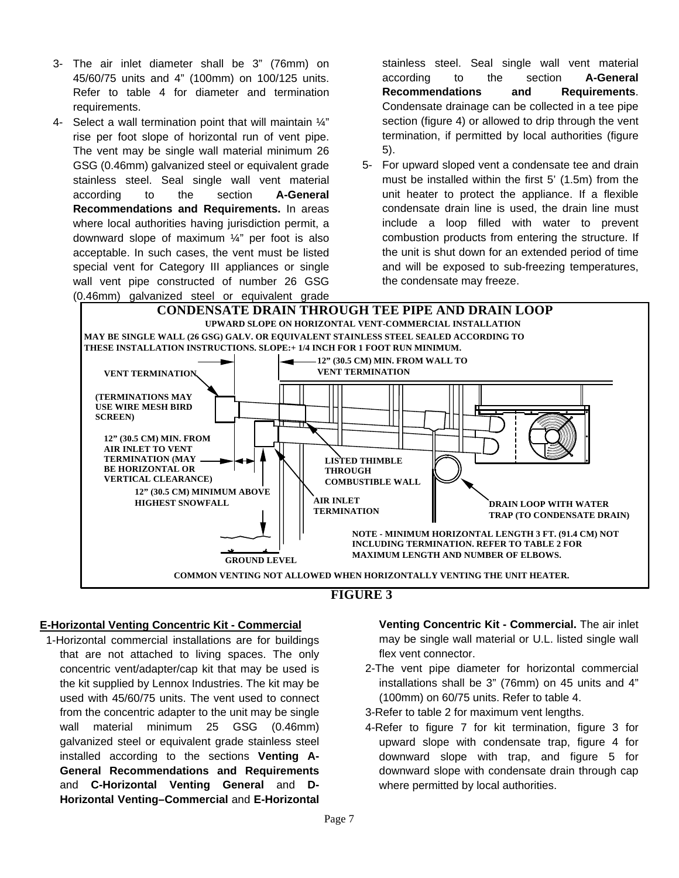3- The air inlet diameter shall be 3" (76mm) on 45/60/75 units and 4" (100mm) on 100/125 units. Refer to table 4 for diameter and termination requirements.

4- Select a wall termination point that will maintain ¼" rise per foot slope of horizontal run of vent pipe. The vent may be single wall material minimum 26 GSG (0.46mm) galvanized steel or equivalent grade stainless steel. Seal single wall vent material according to the section **A-General Recommendations and Requirements.** In areas where local authorities having jurisdiction permit, a downward slope of maximum ¼" per foot is also acceptable. In such cases, the vent must be listed special vent for Category III appliances or single wall vent pipe constructed of number 26 GSG (0.46mm) galvanized steel or equivalent grade stainless steel. Seal single wall vent material according to the section **A-General Recommendations and Requirements**. Condensate drainage can be collected in a tee pipe section (figure 4) or allowed to drip through the vent termination, if permitted by local authorities (figure 5).

5- For upward sloped vent a condensate tee and drain must be installed within the first 5' (1.5m) from the unit heater to protect the appliance. If a flexible condensate drain line is used, the drain line must include a loop filled with water to prevent combustion products from entering the structure. If the unit is shut down for an extended period of time and will be exposed to sub-freezing temperatures, the condensate may freeze.

**CONDENSATE DRAIN THROUGH TEE PIPE AND DRAIN LOOP**

UPWARD SLOPE ON HORIZONTAL VENT-COMMERCIAL INSTALLATION

MAY BE SINGLE WALL (26 GSG) GALV. OR EQUIVALENT STAINLESS STEEL SEALED ACCORDING TO THESE INSTALLATION INSTRUCTIONS. SLOPE:+ 1/4 INCH FOR 1 FOOT RUN MINIMUM.

VENT TERMINATION

(TERMINATIONS MAY USE WIRE MESH BIRD SCREEN)

12" (30.5 CM) MIN. FROM WALL TO VENT TERMINATION

12" (30.5 CM) MIN. FROM AIR INLET TO VENT TERMINATION (MAY BE HORIZONTAL OR VERTICAL CLEARANCE)

12" (30.5 CM) MINIMUM ABOVE HIGHEST SNOWFALL

LISTED THIMBLE THROUGH COMBUSTIBLE WALL

AIR INLET TERMINATION

DRAIN LOOP WITH WATER TRAP (TO CONDENSATE DRAIN)

GROUND LEVEL

NOTE - MINIMUM HORIZONTAL LENGTH 3 FT. (91.4 CM) NOT INCLUDING TERMINATION. REFER TO TABLE 2 FOR MAXIMUM LENGTH AND NUMBER OF ELBOWS.

COMMON VENTING NOT ALLOWED WHEN HORIZONTALLY VENTING THE UNIT HEATER.

**FIGURE 3**

## E-Horizontal Venting Concentric Kit - Commercial

1-Horizontal commercial installations are for buildings that are not attached to living spaces. The only concentric vent/adapter/cap kit that may be used is the kit supplied by Lennox Industries. The kit may be used with 45/60/75 units. The vent used to connect from the concentric adapter to the unit may be single wall material minimum 25 GSG (0.46mm) galvanized steel or equivalent grade stainless steel installed according to the sections **Venting A-General Recommendations and Requirements** and **C-Horizontal Venting General** and **D-Horizontal Venting–Commercial** and **E-Horizontal Venting Concentric Kit - Commercial.** The air inlet may be single wall material or U.L. listed single wall flex vent connector.

2-The vent pipe diameter for horizontal commercial installations shall be 3" (76mm) on 45 units and 4" (100mm) on 60/75 units. Refer to table 4.

3-Refer to table 2 for maximum vent lengths.

4-Refer to figure 7 for kit termination, figure 3 for upward slope with condensate trap, figure 4 for downward slope with trap, and figure 5 for downward slope with condensate drain through cap where permitted by local authorities.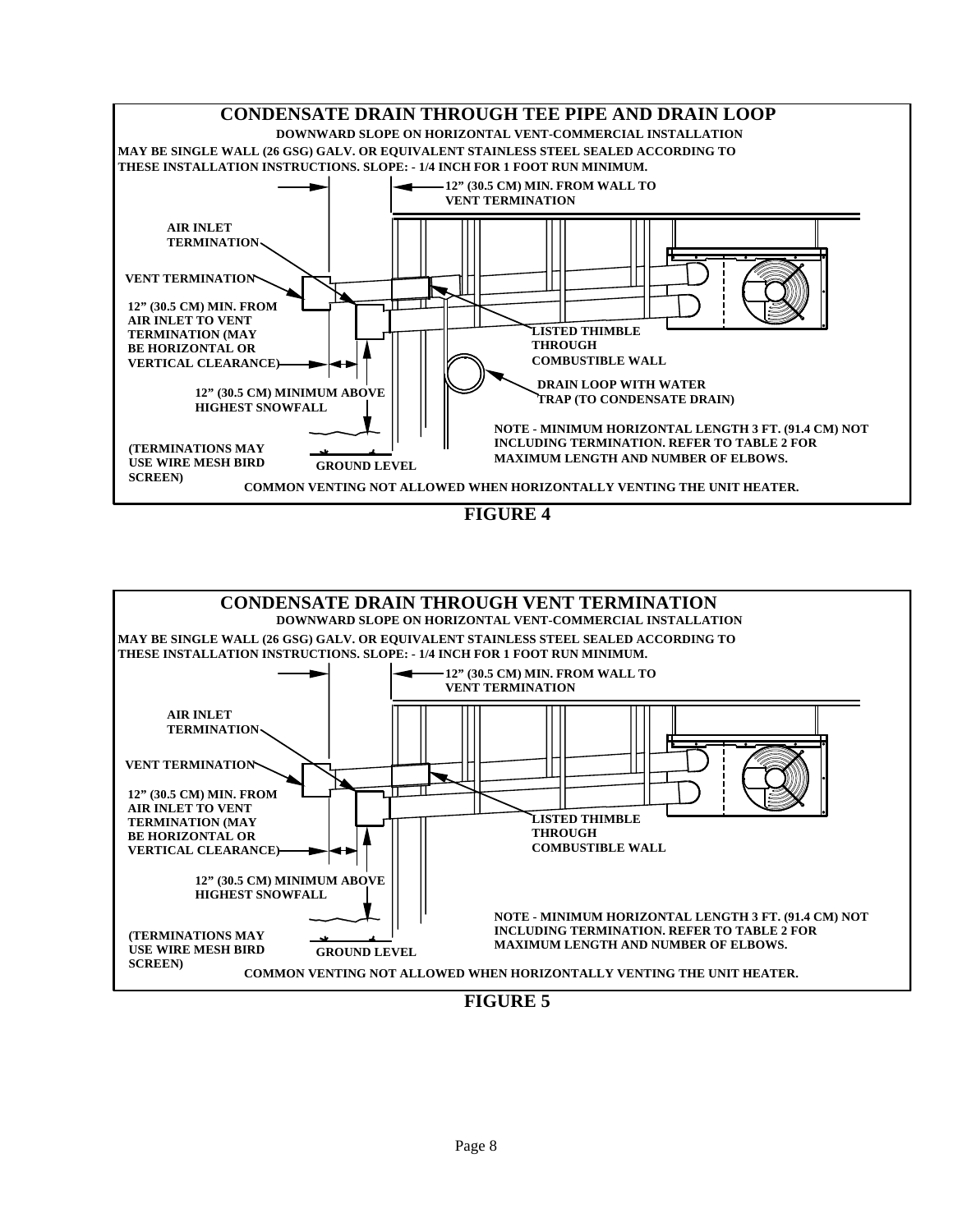## CONDENSATE DRAIN THROUGH TEE PIPE AND DRAIN LOOP

**DOWNWARD SLOPE ON HORIZONTAL VENT-COMMERCIAL INSTALLATION**

**MAY BE SINGLE WALL (26 GSG) GALV. OR EQUIVALENT STAINLESS STEEL SEALED ACCORDING TO THESE INSTALLATION INSTRUCTIONS. SLOPE: - 1/4 INCH FOR 1 FOOT RUN MINIMUM.**

12" (30.5 CM) MIN. FROM WALL TO VENT TERMINATION

AIR INLET TERMINATION

VENT TERMINATION

12" (30.5 CM) MIN. FROM AIR INLET TO VENT TERMINATION (MAY BE HORIZONTAL OR VERTICAL CLEARANCE)

12" (30.5 CM) MINIMUM ABOVE HIGHEST SNOWFALL

(TERMINATIONS MAY USE WIRE MESH BIRD SCREEN)

GROUND LEVEL

LISTED THIMBLE THROUGH COMBUSTIBLE WALL

DRAIN LOOP WITH WATER TRAP (TO CONDENSATE DRAIN)

NOTE - MINIMUM HORIZONTAL LENGTH 3 FT. (91.4 CM) NOT INCLUDING TERMINATION. REFER TO TABLE 2 FOR MAXIMUM LENGTH AND NUMBER OF ELBOWS.

COMMON VENTING NOT ALLOWED WHEN HORIZONTALLY VENTING THE UNIT HEATER.

**FIGURE 4**

## CONDENSATE DRAIN THROUGH VENT TERMINATION

**DOWNWARD SLOPE ON HORIZONTAL VENT-COMMERCIAL INSTALLATION**

**MAY BE SINGLE WALL (26 GSG) GALV. OR EQUIVALENT STAINLESS STEEL SEALED ACCORDING TO THESE INSTALLATION INSTRUCTIONS. SLOPE: - 1/4 INCH FOR 1 FOOT RUN MINIMUM.**

12" (30.5 CM) MIN. FROM WALL TO VENT TERMINATION

AIR INLET TERMINATION

VENT TERMINATION

12" (30.5 CM) MIN. FROM AIR INLET TO VENT TERMINATION (MAY BE HORIZONTAL OR VERTICAL CLEARANCE)

12" (30.5 CM) MINIMUM ABOVE HIGHEST SNOWFALL

(TERMINATIONS MAY USE WIRE MESH BIRD SCREEN)

GROUND LEVEL

LISTED THIMBLE THROUGH COMBUSTIBLE WALL

NOTE - MINIMUM HORIZONTAL LENGTH 3 FT. (91.4 CM) NOT INCLUDING TERMINATION. REFER TO TABLE 2 FOR MAXIMUM LENGTH AND NUMBER OF ELBOWS.

COMMON VENTING NOT ALLOWED WHEN HORIZONTALLY VENTING THE UNIT HEATER.

**FIGURE 5**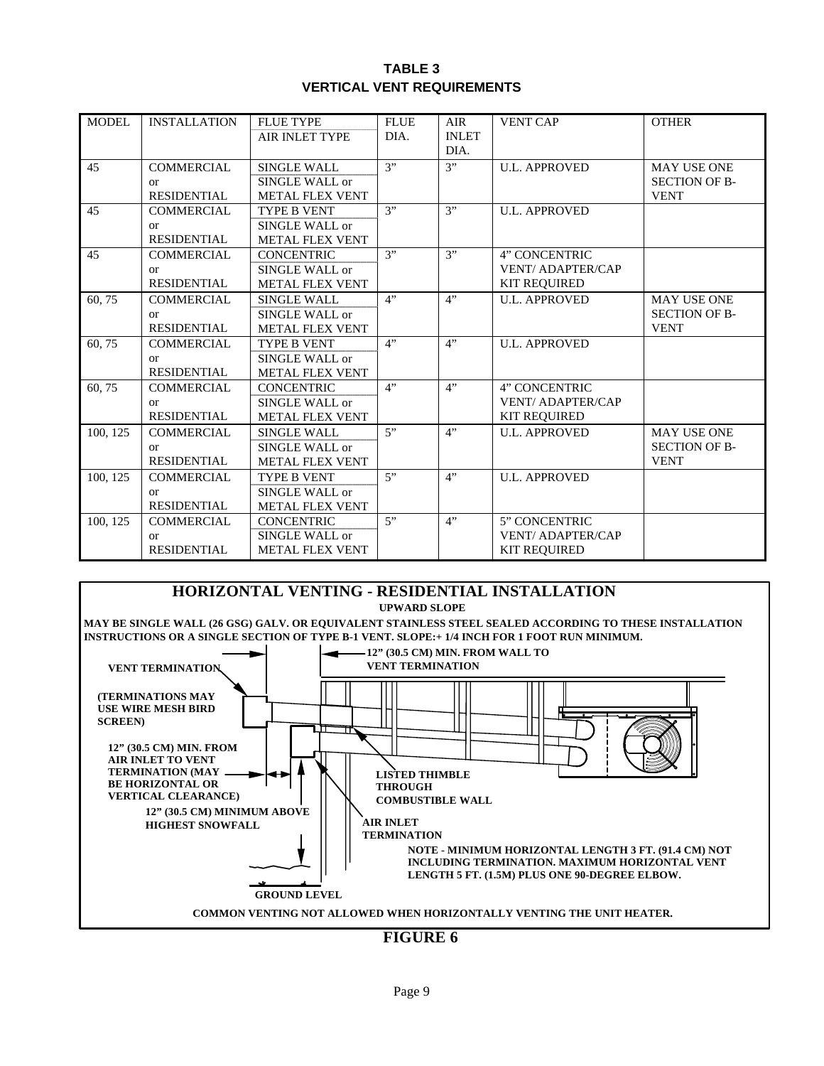## TABLE 3
## VERTICAL VENT REQUIREMENTS

| MODEL | INSTALLATION | FLUE TYPE / AIR INLET TYPE | FLUE DIA. | AIR INLET DIA. | VENT CAP | OTHER |
|---|---|---|---|---|---|---|
| 45 | COMMERCIAL or RESIDENTIAL | SINGLE WALL / SINGLE WALL or METAL FLEX VENT | 3” | 3” | U.L. APPROVED | MAY USE ONE SECTION OF B-VENT |
| 45 | COMMERCIAL or RESIDENTIAL | TYPE B VENT / SINGLE WALL or METAL FLEX VENT | 3” | 3” | U.L. APPROVED | |
| 45 | COMMERCIAL or RESIDENTIAL | CONCENTRIC / SINGLE WALL or METAL FLEX VENT | 3” | 3” | 4” CONCENTRIC VENT/ ADAPTER/CAP KIT REQUIRED | |
| 60, 75 | COMMERCIAL or RESIDENTIAL | SINGLE WALL / SINGLE WALL or METAL FLEX VENT | 4” | 4” | U.L. APPROVED | MAY USE ONE SECTION OF B-VENT |
| 60, 75 | COMMERCIAL or RESIDENTIAL | TYPE B VENT / SINGLE WALL or METAL FLEX VENT | 4” | 4” | U.L. APPROVED | |
| 60, 75 | COMMERCIAL or RESIDENTIAL | CONCENTRIC / SINGLE WALL or METAL FLEX VENT | 4” | 4” | 4” CONCENTRIC VENT/ ADAPTER/CAP KIT REQUIRED | |
| 100, 125 | COMMERCIAL or RESIDENTIAL | SINGLE WALL / SINGLE WALL or METAL FLEX VENT | 5” | 4” | U.L. APPROVED | MAY USE ONE SECTION OF B-VENT |
| 100, 125 | COMMERCIAL or RESIDENTIAL | TYPE B VENT / SINGLE WALL or METAL FLEX VENT | 5” | 4” | U.L. APPROVED | |
| 100, 125 | COMMERCIAL or RESIDENTIAL | CONCENTRIC / SINGLE WALL or METAL FLEX VENT | 5” | 4” | 5” CONCENTRIC VENT/ ADAPTER/CAP KIT REQUIRED | |

## HORIZONTAL VENTING - RESIDENTIAL INSTALLATION

**UPWARD SLOPE**

**MAY BE SINGLE WALL (26 GSG) GALV. OR EQUIVALENT STAINLESS STEEL SEALED ACCORDING TO THESE INSTALLATION INSTRUCTIONS OR A SINGLE SECTION OF TYPE B-1 VENT. SLOPE:+ 1/4 INCH FOR 1 FOOT RUN MINIMUM.**

**VENT TERMINATION**

**(TERMINATIONS MAY USE WIRE MESH BIRD SCREEN)**

**12” (30.5 CM) MIN. FROM WALL TO VENT TERMINATION**

**12” (30.5 CM) MIN. FROM AIR INLET TO VENT TERMINATION (MAY BE HORIZONTAL OR VERTICAL CLEARANCE)**

**12” (30.5 CM) MINIMUM ABOVE HIGHEST SNOWFALL**

**LISTED THIMBLE THROUGH COMBUSTIBLE WALL**

**AIR INLET TERMINATION**

**GROUND LEVEL**

**NOTE - MINIMUM HORIZONTAL LENGTH 3 FT. (91.4 CM) NOT INCLUDING TERMINATION. MAXIMUM HORIZONTAL VENT LENGTH 5 FT. (1.5M) PLUS ONE 90-DEGREE ELBOW.**

**COMMON VENTING NOT ALLOWED WHEN HORIZONTALLY VENTING THE UNIT HEATER.**

**FIGURE 6**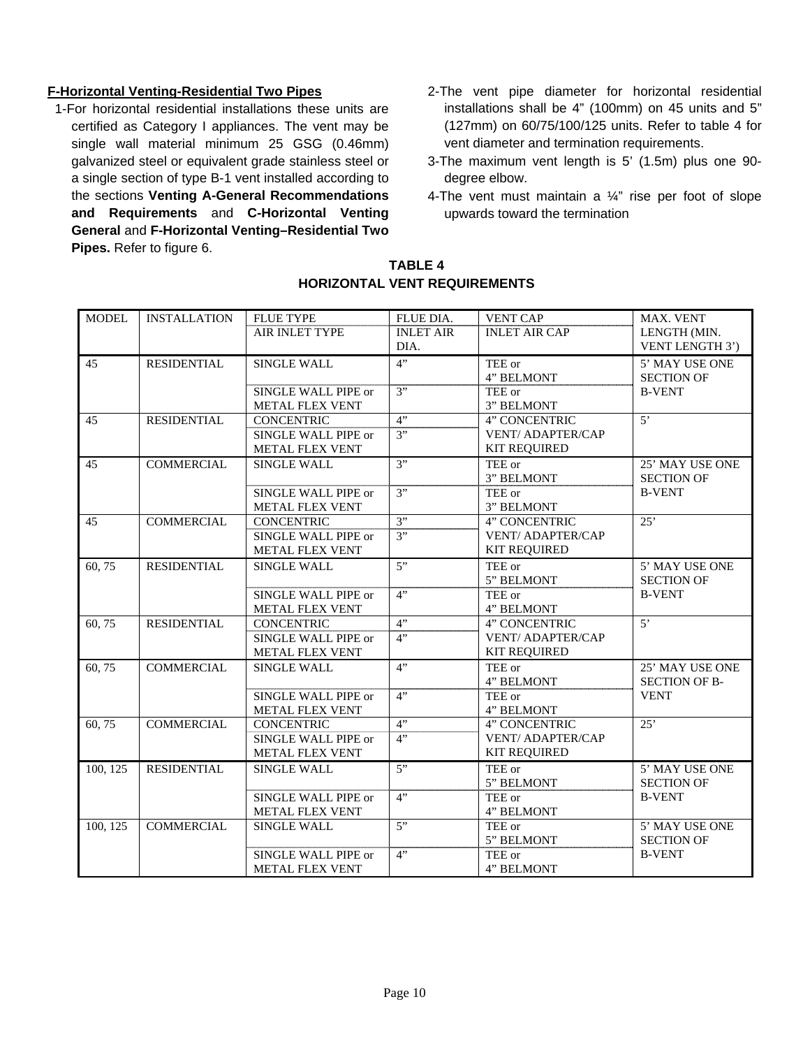## F-Horizontal Venting-Residential Two Pipes

1-For horizontal residential installations these units are certified as Category I appliances. The vent may be single wall material minimum 25 GSG (0.46mm) galvanized steel or equivalent grade stainless steel or a single section of type B-1 vent installed according to the sections **Venting A-General Recommendations and Requirements** and **C-Horizontal Venting General** and **F-Horizontal Venting–Residential Two Pipes.** Refer to figure 6.

2-The vent pipe diameter for horizontal residential installations shall be 4” (100mm) on 45 units and 5” (127mm) on 60/75/100/125 units. Refer to table 4 for vent diameter and termination requirements.

3-The maximum vent length is 5’ (1.5m) plus one 90-degree elbow.

4-The vent must maintain a ¼” rise per foot of slope upwards toward the termination

**TABLE 4**
**HORIZONTAL VENT REQUIREMENTS**

| MODEL | INSTALLATION | FLUE TYPE / AIR INLET TYPE | FLUE DIA. / INLET AIR DIA. | VENT CAP / INLET AIR CAP | MAX. VENT LENGTH (MIN. VENT LENGTH 3’) |
|---|---|---|---|---|---|
| 45 | RESIDENTIAL | SINGLE WALL | 4” | TEE or 4” BELMONT | 5’ MAY USE ONE SECTION OF B-VENT |
| | | SINGLE WALL PIPE or METAL FLEX VENT | 3” | TEE or 3” BELMONT | |
| 45 | RESIDENTIAL | CONCENTRIC | 4” | 4” CONCENTRIC VENT/ ADAPTER/CAP KIT REQUIRED | 5’ |
| | | SINGLE WALL PIPE or METAL FLEX VENT | 3” | | |
| 45 | COMMERCIAL | SINGLE WALL | 3” | TEE or 3” BELMONT | 25’ MAY USE ONE SECTION OF B-VENT |
| | | SINGLE WALL PIPE or METAL FLEX VENT | 3” | TEE or 3” BELMONT | |
| 45 | COMMERCIAL | CONCENTRIC | 3” | 4” CONCENTRIC VENT/ ADAPTER/CAP KIT REQUIRED | 25’ |
| | | SINGLE WALL PIPE or METAL FLEX VENT | 3” | | |
| 60, 75 | RESIDENTIAL | SINGLE WALL | 5” | TEE or 5” BELMONT | 5’ MAY USE ONE SECTION OF B-VENT |
| | | SINGLE WALL PIPE or METAL FLEX VENT | 4” | TEE or 4” BELMONT | |
| 60, 75 | RESIDENTIAL | CONCENTRIC | 4” | 4” CONCENTRIC VENT/ ADAPTER/CAP KIT REQUIRED | 5’ |
| | | SINGLE WALL PIPE or METAL FLEX VENT | 4” | | |
| 60, 75 | COMMERCIAL | SINGLE WALL | 4” | TEE or 4” BELMONT | 25’ MAY USE ONE SECTION OF B-VENT |
| | | SINGLE WALL PIPE or METAL FLEX VENT | 4” | TEE or 4” BELMONT | |
| 60, 75 | COMMERCIAL | CONCENTRIC | 4” | 4” CONCENTRIC VENT/ ADAPTER/CAP KIT REQUIRED | 25’ |
| | | SINGLE WALL PIPE or METAL FLEX VENT | 4” | | |
| 100, 125 | RESIDENTIAL | SINGLE WALL | 5” | TEE or 5” BELMONT | 5’ MAY USE ONE SECTION OF B-VENT |
| | | SINGLE WALL PIPE or METAL FLEX VENT | 4” | TEE or 4” BELMONT | |
| 100, 125 | COMMERCIAL | SINGLE WALL | 5” | TEE or 5” BELMONT | 5’ MAY USE ONE SECTION OF B-VENT |
| | | SINGLE WALL PIPE or METAL FLEX VENT | 4” | TEE or 4” BELMONT | |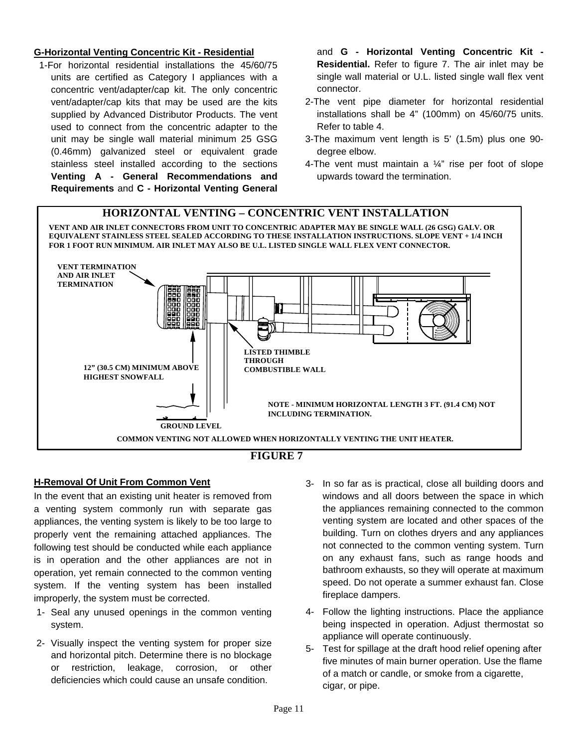**G-Horizontal Venting Concentric Kit - Residential**

1-For horizontal residential installations the 45/60/75 units are certified as Category I appliances with a concentric vent/adapter/cap kit. The only concentric vent/adapter/cap kits that may be used are the kits supplied by Advanced Distributor Products. The vent used to connect from the concentric adapter to the unit may be single wall material minimum 25 GSG (0.46mm) galvanized steel or equivalent grade stainless steel installed according to the sections **Venting A - General Recommendations and Requirements** and **C - Horizontal Venting General** and **G - Horizontal Venting Concentric Kit - Residential.** Refer to figure 7. The air inlet may be single wall material or U.L. listed single wall flex vent connector.

2-The vent pipe diameter for horizontal residential installations shall be 4" (100mm) on 45/60/75 units. Refer to table 4.

3-The maximum vent length is 5' (1.5m) plus one 90-degree elbow.

4-The vent must maintain a ¼" rise per foot of slope upwards toward the termination.

**HORIZONTAL VENTING – CONCENTRIC VENT INSTALLATION**

VENT AND AIR INLET CONNECTORS FROM UNIT TO CONCENTRIC ADAPTER MAY BE SINGLE WALL (26 GSG) GALV. OR EQUIVALENT STAINLESS STEEL SEALED ACCORDING TO THESE INSTALLATION INSTRUCTIONS. SLOPE VENT + 1/4 INCH FOR 1 FOOT RUN MINIMUM. AIR INLET MAY ALSO BE U.L. LISTED SINGLE WALL FLEX VENT CONNECTOR.

VENT TERMINATION AND AIR INLET TERMINATION

LISTED THIMBLE THROUGH COMBUSTIBLE WALL

12" (30.5 CM) MINIMUM ABOVE HIGHEST SNOWFALL

NOTE - MINIMUM HORIZONTAL LENGTH 3 FT. (91.4 CM) NOT INCLUDING TERMINATION.

GROUND LEVEL

COMMON VENTING NOT ALLOWED WHEN HORIZONTALLY VENTING THE UNIT HEATER.

**FIGURE 7**

**H-Removal Of Unit From Common Vent**

In the event that an existing unit heater is removed from a venting system commonly run with separate gas appliances, the venting system is likely to be too large to properly vent the remaining attached appliances. The following test should be conducted while each appliance is in operation and the other appliances are not in operation, yet remain connected to the common venting system. If the venting system has been installed improperly, the system must be corrected.

1- Seal any unused openings in the common venting system.

2- Visually inspect the venting system for proper size and horizontal pitch. Determine there is no blockage or restriction, leakage, corrosion, or other deficiencies which could cause an unsafe condition.

3- In so far as is practical, close all building doors and windows and all doors between the space in which the appliances remaining connected to the common venting system are located and other spaces of the building. Turn on clothes dryers and any appliances not connected to the common venting system. Turn on any exhaust fans, such as range hoods and bathroom exhausts, so they will operate at maximum speed. Do not operate a summer exhaust fan. Close fireplace dampers.

4- Follow the lighting instructions. Place the appliance being inspected in operation. Adjust thermostat so appliance will operate continuously.

5- Test for spillage at the draft hood relief opening after five minutes of main burner operation. Use the flame of a match or candle, or smoke from a cigarette, cigar, or pipe.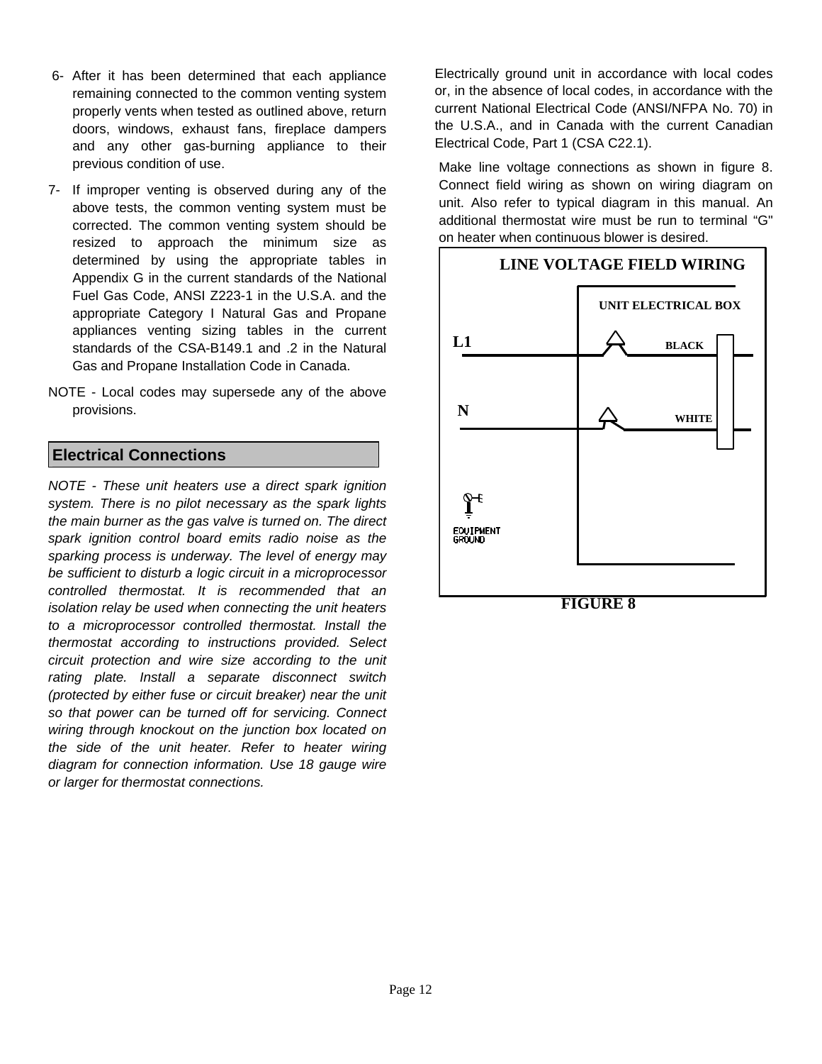6- After it has been determined that each appliance remaining connected to the common venting system properly vents when tested as outlined above, return doors, windows, exhaust fans, fireplace dampers and any other gas-burning appliance to their previous condition of use.

7- If improper venting is observed during any of the above tests, the common venting system must be corrected. The common venting system should be resized to approach the minimum size as determined by using the appropriate tables in Appendix G in the current standards of the National Fuel Gas Code, ANSI Z223-1 in the U.S.A. and the appropriate Category I Natural Gas and Propane appliances venting sizing tables in the current standards of the CSA-B149.1 and .2 in the Natural Gas and Propane Installation Code in Canada.

NOTE - Local codes may supersede any of the above provisions.

## Electrical Connections

*NOTE - These unit heaters use a direct spark ignition system. There is no pilot necessary as the spark lights the main burner as the gas valve is turned on. The direct spark ignition control board emits radio noise as the sparking process is underway. The level of energy may be sufficient to disturb a logic circuit in a microprocessor controlled thermostat. It is recommended that an isolation relay be used when connecting the unit heaters to a microprocessor controlled thermostat. Install the thermostat according to instructions provided. Select circuit protection and wire size according to the unit rating plate. Install a separate disconnect switch (protected by either fuse or circuit breaker) near the unit so that power can be turned off for servicing. Connect wiring through knockout on the junction box located on the side of the unit heater. Refer to heater wiring diagram for connection information. Use 18 gauge wire or larger for thermostat connections.*

Electrically ground unit in accordance with local codes or, in the absence of local codes, in accordance with the current National Electrical Code (ANSI/NFPA No. 70) in the U.S.A., and in Canada with the current Canadian Electrical Code, Part 1 (CSA C22.1).

Make line voltage connections as shown in figure 8. Connect field wiring as shown on wiring diagram on unit. Also refer to typical diagram in this manual. An additional thermostat wire must be run to terminal "G" on heater when continuous blower is desired.

**LINE VOLTAGE FIELD WIRING**

UNIT ELECTRICAL BOX

L1 — BLACK

N — WHITE

EQUIPMENT GROUND

**FIGURE 8**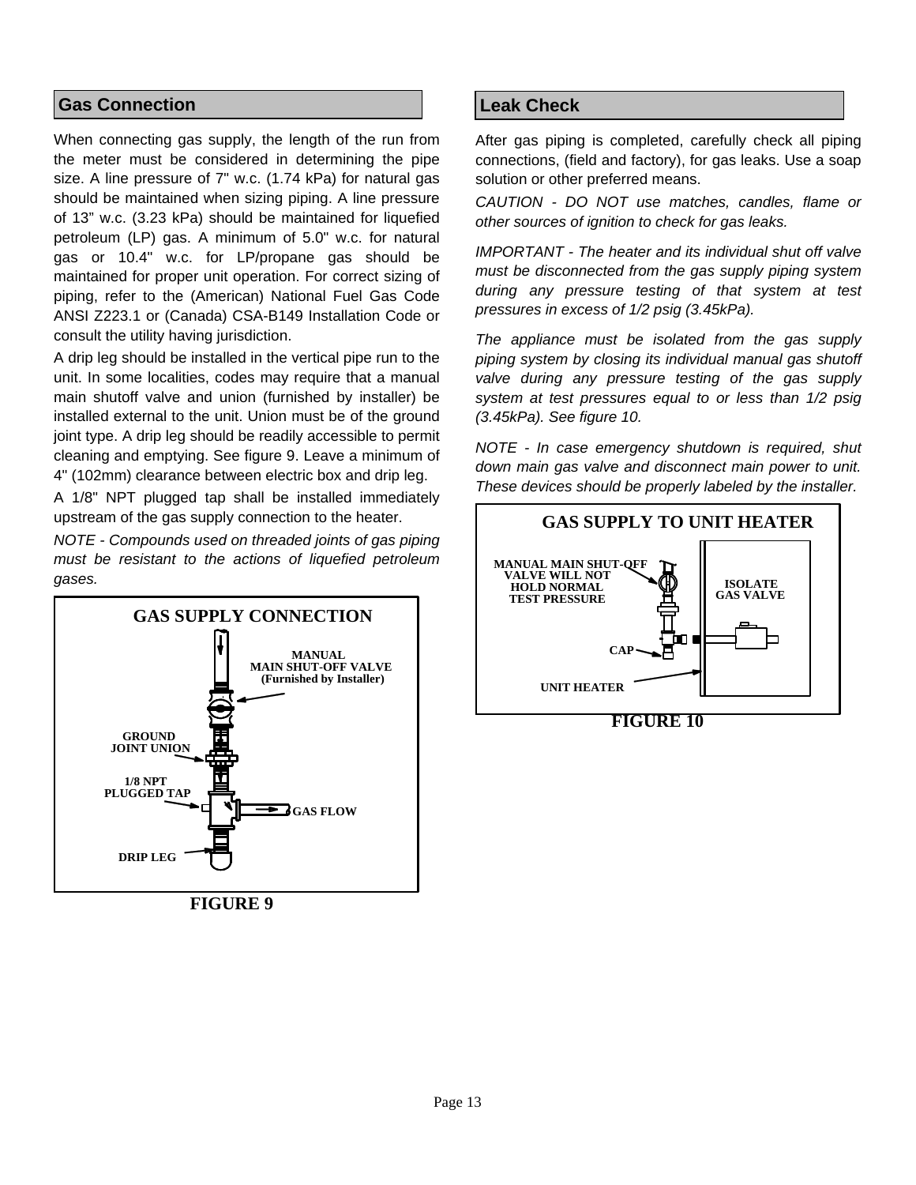## Gas Connection

When connecting gas supply, the length of the run from the meter must be considered in determining the pipe size. A line pressure of 7" w.c. (1.74 kPa) for natural gas should be maintained when sizing piping. A line pressure of 13" w.c. (3.23 kPa) should be maintained for liquefied petroleum (LP) gas. A minimum of 5.0" w.c. for natural gas or 10.4" w.c. for LP/propane gas should be maintained for proper unit operation. For correct sizing of piping, refer to the (American) National Fuel Gas Code ANSI Z223.1 or (Canada) CSA-B149 Installation Code or consult the utility having jurisdiction.

A drip leg should be installed in the vertical pipe run to the unit. In some localities, codes may require that a manual main shutoff valve and union (furnished by installer) be installed external to the unit. Union must be of the ground joint type. A drip leg should be readily accessible to permit cleaning and emptying. See figure 9. Leave a minimum of 4" (102mm) clearance between electric box and drip leg.

A 1/8" NPT plugged tap shall be installed immediately upstream of the gas supply connection to the heater.

*NOTE - Compounds used on threaded joints of gas piping must be resistant to the actions of liquefied petroleum gases.*

GAS SUPPLY CONNECTION

MANUAL MAIN SHUT-OFF VALVE (Furnished by Installer)

GROUND JOINT UNION

1/8 NPT PLUGGED TAP

GAS FLOW

DRIP LEG

**FIGURE 9**

## Leak Check

After gas piping is completed, carefully check all piping connections, (field and factory), for gas leaks. Use a soap solution or other preferred means.

*CAUTION - DO NOT use matches, candles, flame or other sources of ignition to check for gas leaks.*

*IMPORTANT - The heater and its individual shut off valve must be disconnected from the gas supply piping system during any pressure testing of that system at test pressures in excess of 1/2 psig (3.45kPa).*

*The appliance must be isolated from the gas supply piping system by closing its individual manual gas shutoff valve during any pressure testing of the gas supply system at test pressures equal to or less than 1/2 psig (3.45kPa). See figure 10.*

*NOTE - In case emergency shutdown is required, shut down main gas valve and disconnect main power to unit. These devices should be properly labeled by the installer.*

GAS SUPPLY TO UNIT HEATER

MANUAL MAIN SHUT-OFF VALVE WILL NOT HOLD NORMAL TEST PRESSURE

ISOLATE GAS VALVE

CAP

UNIT HEATER

**FIGURE 10**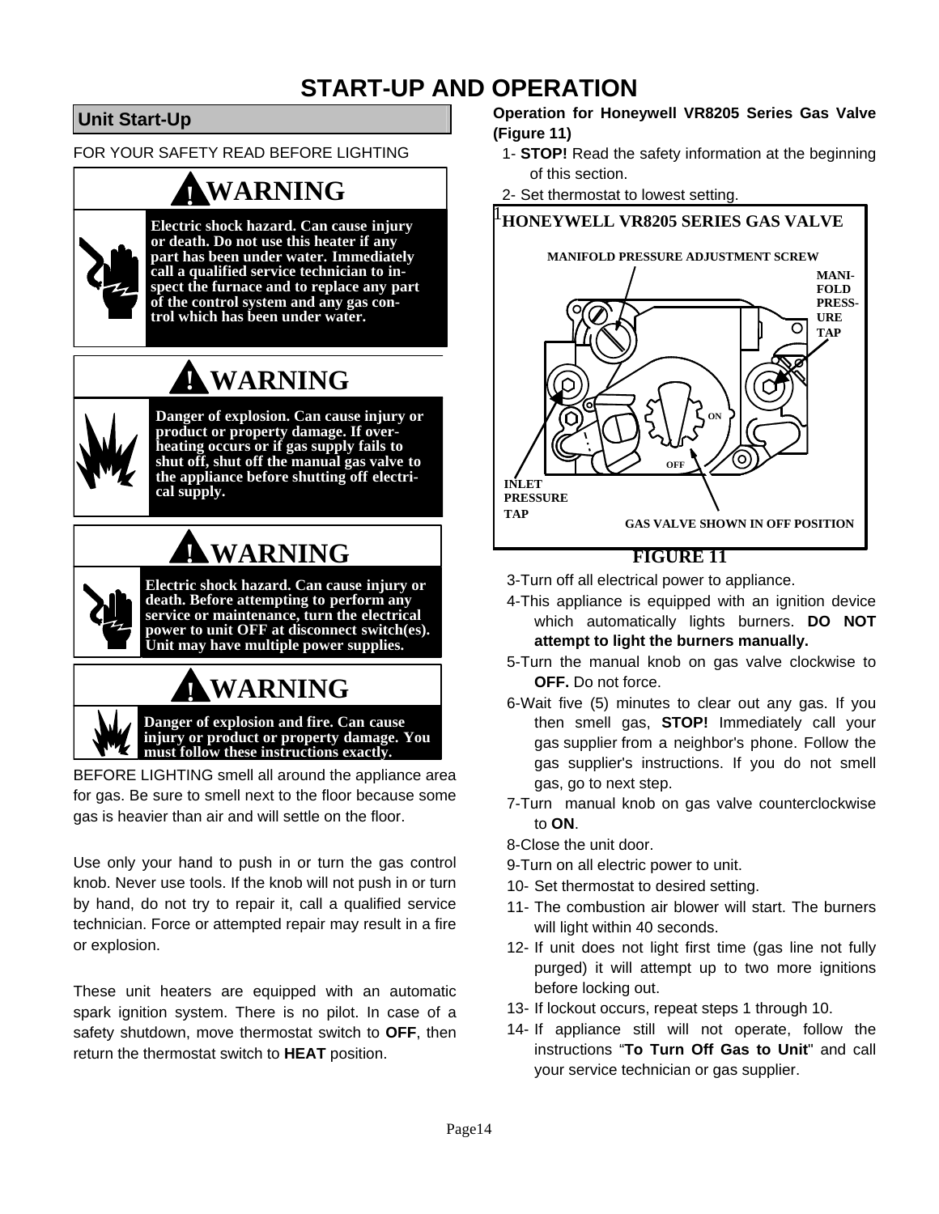# START-UP AND OPERATION

## Unit Start-Up

FOR YOUR SAFETY READ BEFORE LIGHTING

**WARNING**

**Electric shock hazard. Can cause injury or death. Do not use this heater if any part has been under water. Immediately call a qualified service technician to inspect the furnace and to replace any part of the control system and any gas control which has been under water.**

**WARNING**

**Danger of explosion. Can cause injury or product or property damage. If overheating occurs or if gas supply fails to shut off, shut off the manual gas valve to the appliance before shutting off electrical supply.**

**WARNING**

**Electric shock hazard. Can cause injury or death. Before attempting to perform any service or maintenance, turn the electrical power to unit OFF at disconnect switch(es). Unit may have multiple power supplies.**

**WARNING**

**Danger of explosion and fire. Can cause injury or product or property damage. You must follow these instructions exactly.**

BEFORE LIGHTING smell all around the appliance area for gas. Be sure to smell next to the floor because some gas is heavier than air and will settle on the floor.

Use only your hand to push in or turn the gas control knob. Never use tools. If the knob will not push in or turn by hand, do not try to repair it, call a qualified service technician. Force or attempted repair may result in a fire or explosion.

These unit heaters are equipped with an automatic spark ignition system. There is no pilot. In case of a safety shutdown, move thermostat switch to **OFF**, then return the thermostat switch to **HEAT** position.

**Operation for Honeywell VR8205 Series Gas Valve (Figure 11)**

1- **STOP!** Read the safety information at the beginning of this section.
2- Set thermostat to lowest setting.

**HONEYWELL VR8205 SERIES GAS VALVE**

MANIFOLD PRESSURE ADJUSTMENT SCREW

MANIFOLD PRESSURE TAP

ON

OFF

INLET PRESSURE TAP

GAS VALVE SHOWN IN OFF POSITION

**FIGURE 11**

3- Turn off all electrical power to appliance.
4- This appliance is equipped with an ignition device which automatically lights burners. **DO NOT attempt to light the burners manually.**
5- Turn the manual knob on gas valve clockwise to **OFF.** Do not force.
6- Wait five (5) minutes to clear out any gas. If you then smell gas, **STOP!** Immediately call your gas supplier from a neighbor's phone. Follow the gas supplier's instructions. If you do not smell gas, go to next step.
7- Turn manual knob on gas valve counterclockwise to **ON**.
8- Close the unit door.
9- Turn on all electric power to unit.
10- Set thermostat to desired setting.
11- The combustion air blower will start. The burners will light within 40 seconds.
12- If unit does not light first time (gas line not fully purged) it will attempt up to two more ignitions before locking out.
13- If lockout occurs, repeat steps 1 through 10.
14- If appliance still will not operate, follow the instructions "**To Turn Off Gas to Unit**" and call your service technician or gas supplier.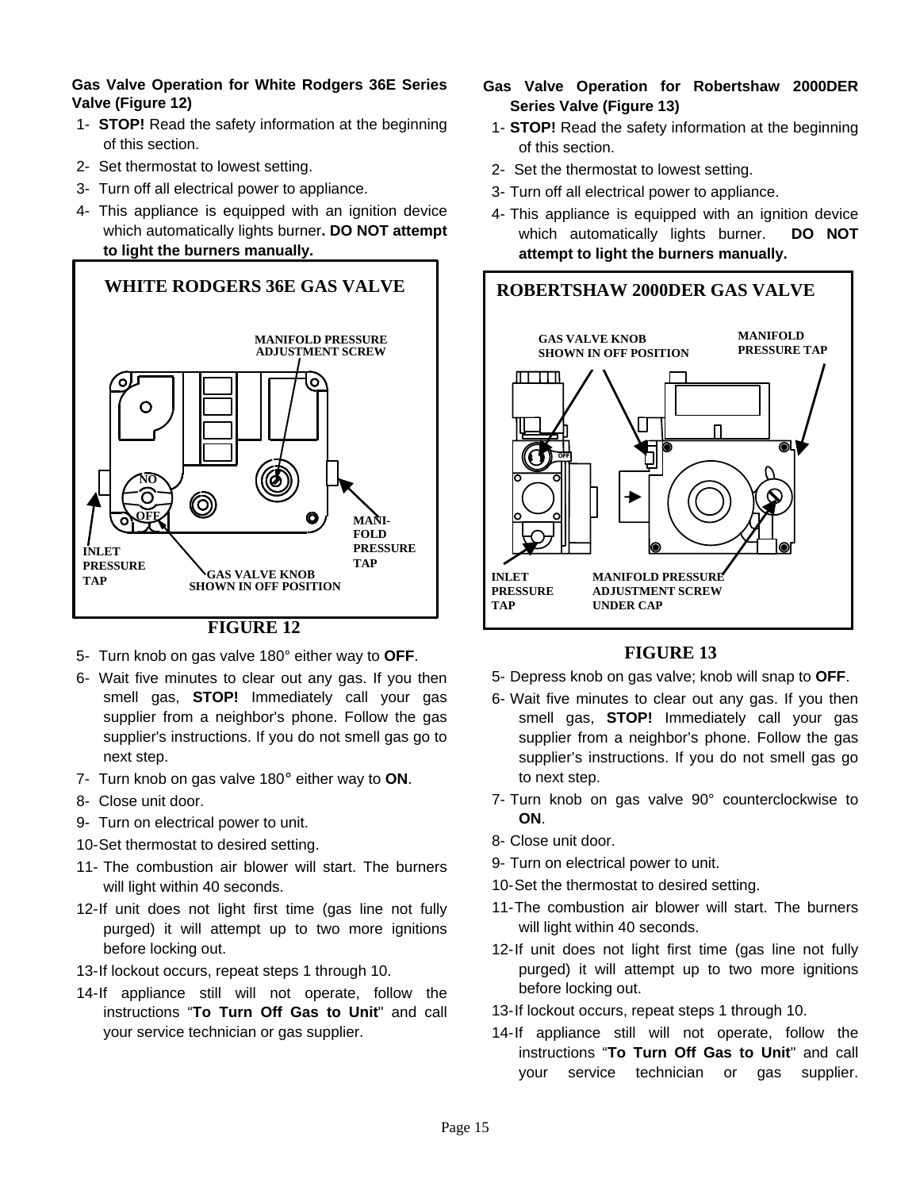**Gas Valve Operation for White Rodgers 36E Series Valve (Figure 12)**

1- **STOP!** Read the safety information at the beginning of this section.

2- Set thermostat to lowest setting.

3- Turn off all electrical power to appliance.

4- This appliance is equipped with an ignition device which automatically lights burner**. DO NOT attempt to light the burners manually.**

WHITE RODGERS 36E GAS VALVE

MANIFOLD PRESSURE ADJUSTMENT SCREW

INLET PRESSURE TAP

GAS VALVE KNOB SHOWN IN OFF POSITION

MANI-FOLD PRESSURE TAP

FIGURE 12

5- Turn knob on gas valve 180° either way to **OFF**.

6- Wait five minutes to clear out any gas. If you then smell gas, **STOP!** Immediately call your gas supplier from a neighbor's phone. Follow the gas supplier's instructions. If you do not smell gas go to next step.

7- Turn knob on gas valve 180° either way to **ON**.

8- Close unit door.

9- Turn on electrical power to unit.

10-Set thermostat to desired setting.

11- The combustion air blower will start. The burners will light within 40 seconds.

12-If unit does not light first time (gas line not fully purged) it will attempt up to two more ignitions before locking out.

13-If lockout occurs, repeat steps 1 through 10.

14-If appliance still will not operate, follow the instructions "**To Turn Off Gas to Unit**" and call your service technician or gas supplier.

**Gas Valve Operation for Robertshaw 2000DER Series Valve (Figure 13)**

1- **STOP!** Read the safety information at the beginning of this section.

2- Set the thermostat to lowest setting.

3- Turn off all electrical power to appliance.

4- This appliance is equipped with an ignition device which automatically lights burner. **DO NOT attempt to light the burners manually.**

ROBERTSHAW 2000DER GAS VALVE

GAS VALVE KNOB SHOWN IN OFF POSITION

MANIFOLD PRESSURE TAP

INLET PRESSURE TAP

MANIFOLD PRESSURE ADJUSTMENT SCREW UNDER CAP

FIGURE 13

5- Depress knob on gas valve; knob will snap to **OFF**.

6- Wait five minutes to clear out any gas. If you then smell gas, **STOP!** Immediately call your gas supplier from a neighbor's phone. Follow the gas supplier's instructions. If you do not smell gas go to next step.

7- Turn knob on gas valve 90° counterclockwise to **ON**.

8- Close unit door.

9- Turn on electrical power to unit.

10-Set the thermostat to desired setting.

11-The combustion air blower will start. The burners will light within 40 seconds.

12-If unit does not light first time (gas line not fully purged) it will attempt up to two more ignitions before locking out.

13-If lockout occurs, repeat steps 1 through 10.

14-If appliance still will not operate, follow the instructions "**To Turn Off Gas to Unit**" and call your service technician or gas supplier.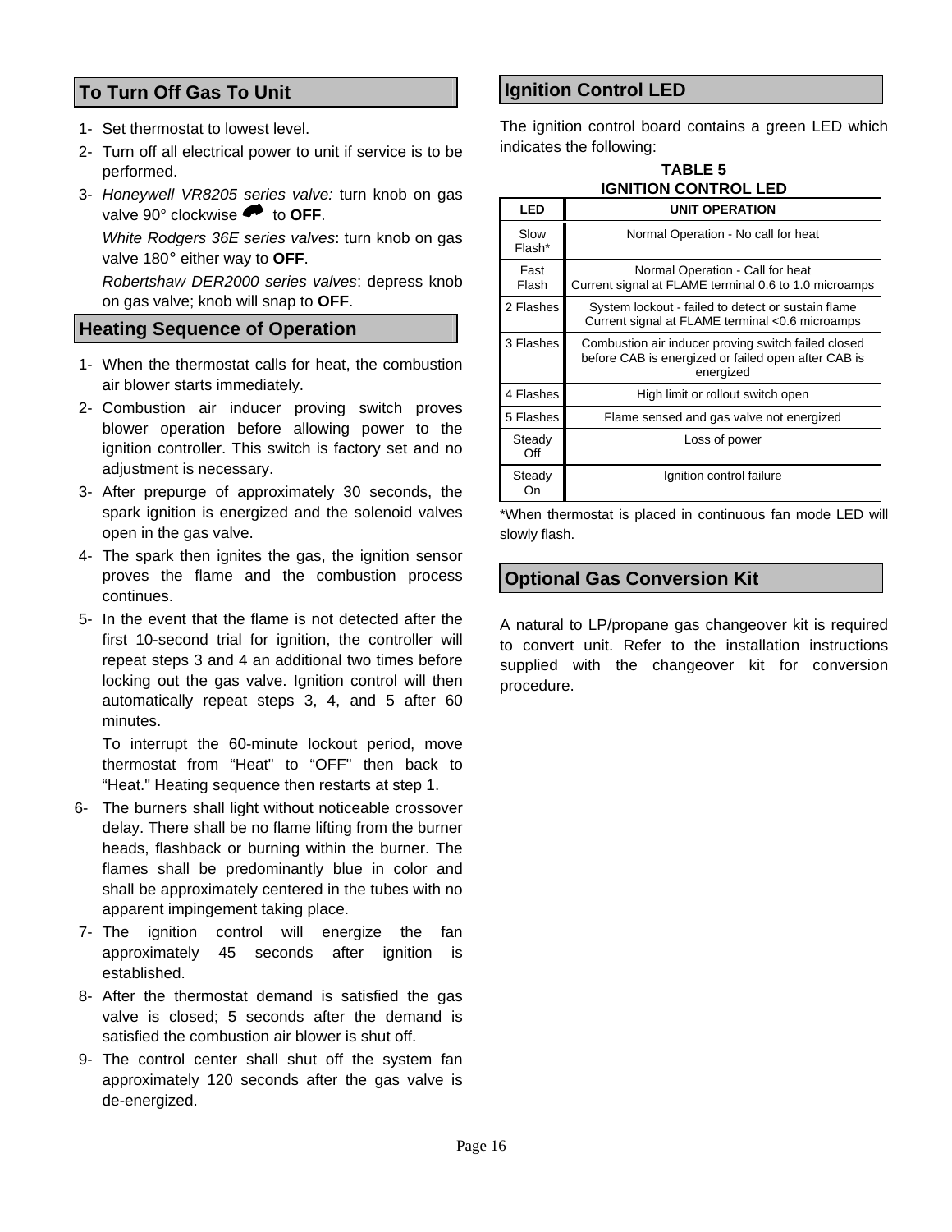## To Turn Off Gas To Unit

1- Set thermostat to lowest level.
2- Turn off all electrical power to unit if service is to be performed.
3- *Honeywell VR8205 series valve:* turn knob on gas valve 90° clockwise to **OFF**.

   *White Rodgers 36E series valves*: turn knob on gas valve 180° either way to **OFF**.

   *Robertshaw DER2000 series valves*: depress knob on gas valve; knob will snap to **OFF**.

## Heating Sequence of Operation

1- When the thermostat calls for heat, the combustion air blower starts immediately.
2- Combustion air inducer proving switch proves blower operation before allowing power to the ignition controller. This switch is factory set and no adjustment is necessary.
3- After prepurge of approximately 30 seconds, the spark ignition is energized and the solenoid valves open in the gas valve.
4- The spark then ignites the gas, the ignition sensor proves the flame and the combustion process continues.
5- In the event that the flame is not detected after the first 10-second trial for ignition, the controller will repeat steps 3 and 4 an additional two times before locking out the gas valve. Ignition control will then automatically repeat steps 3, 4, and 5 after 60 minutes.

   To interrupt the 60-minute lockout period, move thermostat from "Heat" to "OFF" then back to "Heat." Heating sequence then restarts at step 1.
6- The burners shall light without noticeable crossover delay. There shall be no flame lifting from the burner heads, flashback or burning within the burner. The flames shall be predominantly blue in color and shall be approximately centered in the tubes with no apparent impingement taking place.
7- The ignition control will energize the fan approximately 45 seconds after ignition is established.
8- After the thermostat demand is satisfied the gas valve is closed; 5 seconds after the demand is satisfied the combustion air blower is shut off.
9- The control center shall shut off the system fan approximately 120 seconds after the gas valve is de-energized.

## Ignition Control LED

The ignition control board contains a green LED which indicates the following:

**TABLE 5**
**IGNITION CONTROL LED**

| LED | UNIT OPERATION |
|---|---|
| Slow Flash* | Normal Operation - No call for heat |
| Fast Flash | Normal Operation - Call for heat<br>Current signal at FLAME terminal 0.6 to 1.0 microamps |
| 2 Flashes | System lockout - failed to detect or sustain flame<br>Current signal at FLAME terminal <0.6 microamps |
| 3 Flashes | Combustion air inducer proving switch failed closed before CAB is energized or failed open after CAB is energized |
| 4 Flashes | High limit or rollout switch open |
| 5 Flashes | Flame sensed and gas valve not energized |
| Steady Off | Loss of power |
| Steady On | Ignition control failure |

*When thermostat is placed in continuous fan mode LED will slowly flash.

## Optional Gas Conversion Kit

A natural to LP/propane gas changeover kit is required to convert unit. Refer to the installation instructions supplied with the changeover kit for conversion procedure.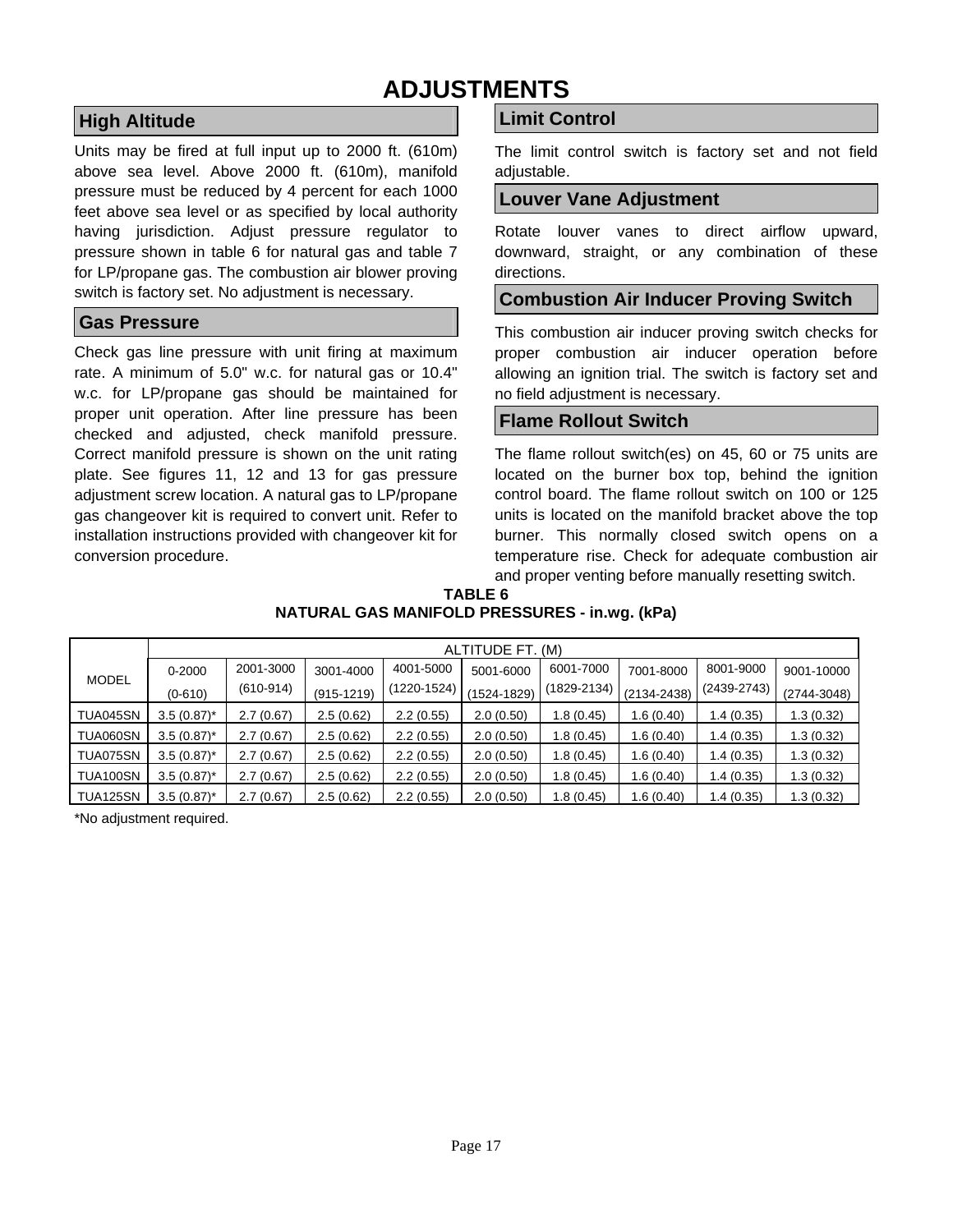# ADJUSTMENTS

## High Altitude

Units may be fired at full input up to 2000 ft. (610m) above sea level. Above 2000 ft. (610m), manifold pressure must be reduced by 4 percent for each 1000 feet above sea level or as specified by local authority having jurisdiction. Adjust pressure regulator to pressure shown in table 6 for natural gas and table 7 for LP/propane gas. The combustion air blower proving switch is factory set. No adjustment is necessary.

## Gas Pressure

Check gas line pressure with unit firing at maximum rate. A minimum of 5.0" w.c. for natural gas or 10.4" w.c. for LP/propane gas should be maintained for proper unit operation. After line pressure has been checked and adjusted, check manifold pressure. Correct manifold pressure is shown on the unit rating plate. See figures 11, 12 and 13 for gas pressure adjustment screw location. A natural gas to LP/propane gas changeover kit is required to convert unit. Refer to installation instructions provided with changeover kit for conversion procedure.

## Limit Control

The limit control switch is factory set and not field adjustable.

## Louver Vane Adjustment

Rotate louver vanes to direct airflow upward, downward, straight, or any combination of these directions.

## Combustion Air Inducer Proving Switch

This combustion air inducer proving switch checks for proper combustion air inducer operation before allowing an ignition trial. The switch is factory set and no field adjustment is necessary.

## Flame Rollout Switch

The flame rollout switch(es) on 45, 60 or 75 units are located on the burner box top, behind the ignition control board. The flame rollout switch on 100 or 125 units is located on the manifold bracket above the top burner. This normally closed switch opens on a temperature rise. Check for adequate combustion air and proper venting before manually resetting switch.

**TABLE 6**
**NATURAL GAS MANIFOLD PRESSURES - in.wg. (kPa)**

| MODEL | ALTITUDE FT. (M) | | | | | | | | |
|---|---|---|---|---|---|---|---|---|---|
| | 0-2000 (0-610) | 2001-3000 (610-914) | 3001-4000 (915-1219) | 4001-5000 (1220-1524) | 5001-6000 (1524-1829) | 6001-7000 (1829-2134) | 7001-8000 (2134-2438) | 8001-9000 (2439-2743) | 9001-10000 (2744-3048) |
| TUA045SN | 3.5 (0.87)* | 2.7 (0.67) | 2.5 (0.62) | 2.2 (0.55) | 2.0 (0.50) | 1.8 (0.45) | 1.6 (0.40) | 1.4 (0.35) | 1.3 (0.32) |
| TUA060SN | 3.5 (0.87)* | 2.7 (0.67) | 2.5 (0.62) | 2.2 (0.55) | 2.0 (0.50) | 1.8 (0.45) | 1.6 (0.40) | 1.4 (0.35) | 1.3 (0.32) |
| TUA075SN | 3.5 (0.87)* | 2.7 (0.67) | 2.5 (0.62) | 2.2 (0.55) | 2.0 (0.50) | 1.8 (0.45) | 1.6 (0.40) | 1.4 (0.35) | 1.3 (0.32) |
| TUA100SN | 3.5 (0.87)* | 2.7 (0.67) | 2.5 (0.62) | 2.2 (0.55) | 2.0 (0.50) | 1.8 (0.45) | 1.6 (0.40) | 1.4 (0.35) | 1.3 (0.32) |
| TUA125SN | 3.5 (0.87)* | 2.7 (0.67) | 2.5 (0.62) | 2.2 (0.55) | 2.0 (0.50) | 1.8 (0.45) | 1.6 (0.40) | 1.4 (0.35) | 1.3 (0.32) |

*No adjustment required.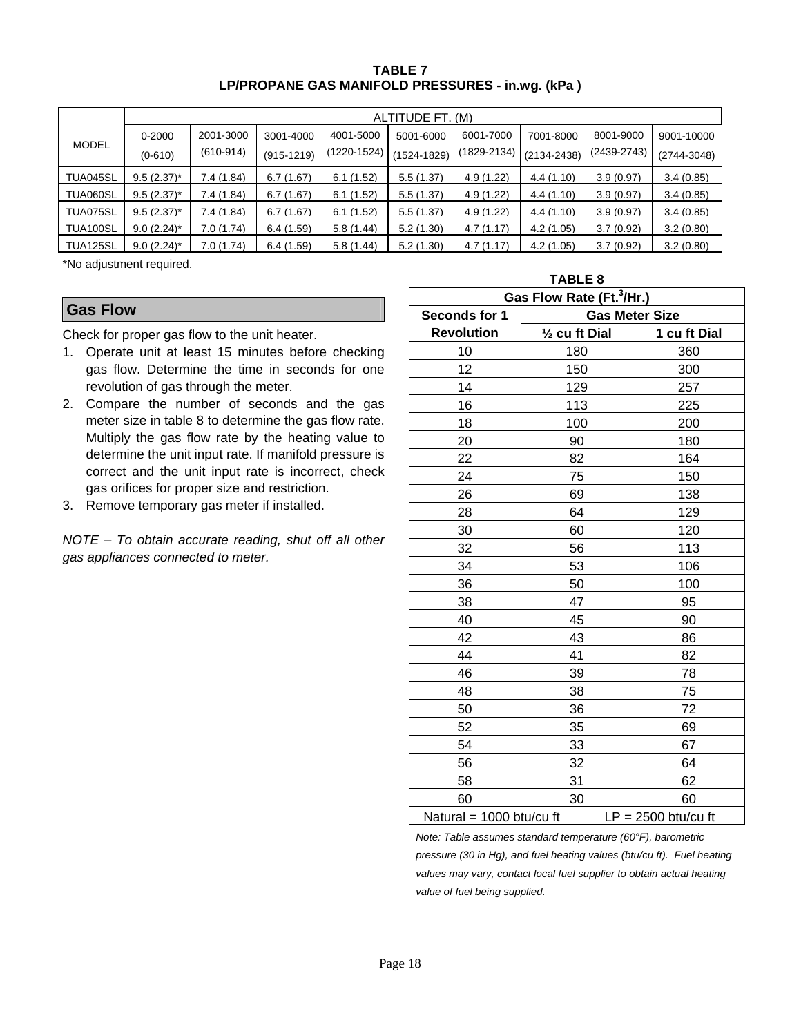**TABLE 7**
**LP/PROPANE GAS MANIFOLD PRESSURES - in.wg. (kPa )**

| MODEL | ALTITUDE FT. (M) | | | | | | | | |
|---|---|---|---|---|---|---|---|---|---|
| | 0-2000 (0-610) | 2001-3000 (610-914) | 3001-4000 (915-1219) | 4001-5000 (1220-1524) | 5001-6000 (1524-1829) | 6001-7000 (1829-2134) | 7001-8000 (2134-2438) | 8001-9000 (2439-2743) | 9001-10000 (2744-3048) |
| TUA045SL | 9.5 (2.37)* | 7.4 (1.84) | 6.7 (1.67) | 6.1 (1.52) | 5.5 (1.37) | 4.9 (1.22) | 4.4 (1.10) | 3.9 (0.97) | 3.4 (0.85) |
| TUA060SL | 9.5 (2.37)* | 7.4 (1.84) | 6.7 (1.67) | 6.1 (1.52) | 5.5 (1.37) | 4.9 (1.22) | 4.4 (1.10) | 3.9 (0.97) | 3.4 (0.85) |
| TUA075SL | 9.5 (2.37)* | 7.4 (1.84) | 6.7 (1.67) | 6.1 (1.52) | 5.5 (1.37) | 4.9 (1.22) | 4.4 (1.10) | 3.9 (0.97) | 3.4 (0.85) |
| TUA100SL | 9.0 (2.24)* | 7.0 (1.74) | 6.4 (1.59) | 5.8 (1.44) | 5.2 (1.30) | 4.7 (1.17) | 4.2 (1.05) | 3.7 (0.92) | 3.2 (0.80) |
| TUA125SL | 9.0 (2.24)* | 7.0 (1.74) | 6.4 (1.59) | 5.8 (1.44) | 5.2 (1.30) | 4.7 (1.17) | 4.2 (1.05) | 3.7 (0.92) | 3.2 (0.80) |

*No adjustment required.

## Gas Flow

Check for proper gas flow to the unit heater.

1. Operate unit at least 15 minutes before checking gas flow. Determine the time in seconds for one revolution of gas through the meter.
2. Compare the number of seconds and the gas meter size in table 8 to determine the gas flow rate. Multiply the gas flow rate by the heating value to determine the unit input rate. If manifold pressure is correct and the unit input rate is incorrect, check gas orifices for proper size and restriction.
3. Remove temporary gas meter if installed.

*NOTE – To obtain accurate reading, shut off all other gas appliances connected to meter.*

**TABLE 8**

| Gas Flow Rate (Ft.$^3$/Hr.) | | |
|---|---|---|
| **Seconds for 1 Revolution** | **Gas Meter Size** | |
| | **½ cu ft Dial** | **1 cu ft Dial** |
| 10 | 180 | 360 |
| 12 | 150 | 300 |
| 14 | 129 | 257 |
| 16 | 113 | 225 |
| 18 | 100 | 200 |
| 20 | 90 | 180 |
| 22 | 82 | 164 |
| 24 | 75 | 150 |
| 26 | 69 | 138 |
| 28 | 64 | 129 |
| 30 | 60 | 120 |
| 32 | 56 | 113 |
| 34 | 53 | 106 |
| 36 | 50 | 100 |
| 38 | 47 | 95 |
| 40 | 45 | 90 |
| 42 | 43 | 86 |
| 44 | 41 | 82 |
| 46 | 39 | 78 |
| 48 | 38 | 75 |
| 50 | 36 | 72 |
| 52 | 35 | 69 |
| 54 | 33 | 67 |
| 56 | 32 | 64 |
| 58 | 31 | 62 |
| 60 | 30 | 60 |
| Natural = 1000 btu/cu ft | LP = 2500 btu/cu ft | |

*Note: Table assumes standard temperature (60°F), barometric pressure (30 in Hg), and fuel heating values (btu/cu ft). Fuel heating values may vary, contact local fuel supplier to obtain actual heating value of fuel being supplied.*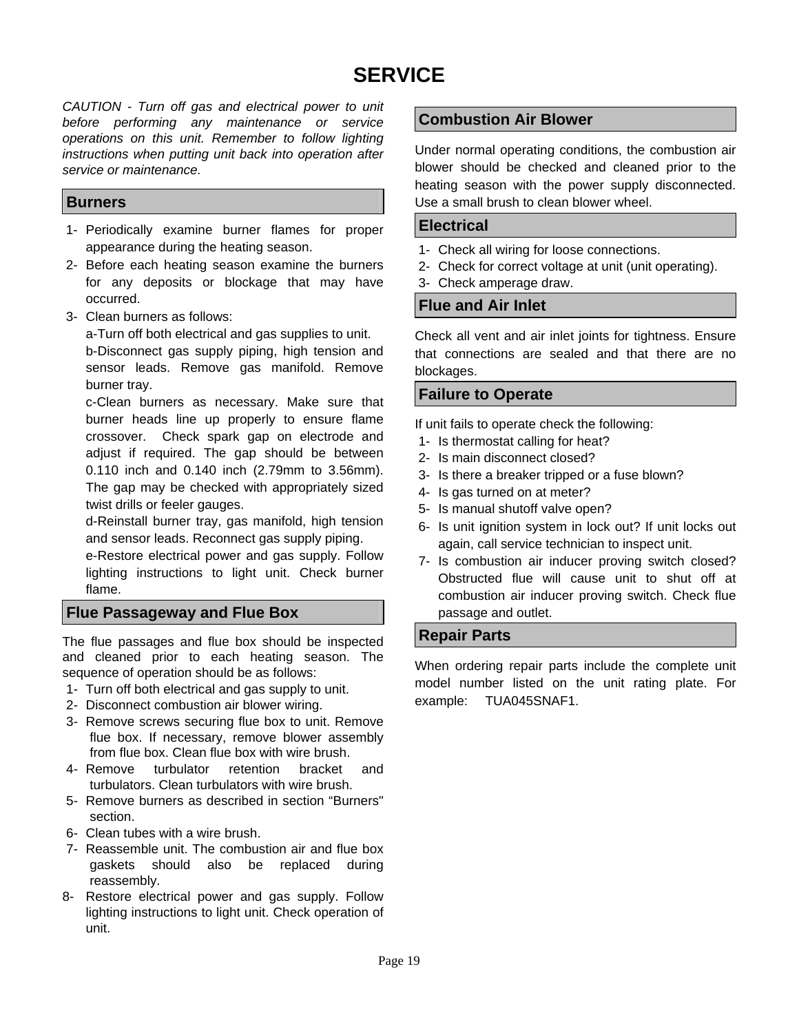# SERVICE

*CAUTION - Turn off gas and electrical power to unit before performing any maintenance or service operations on this unit. Remember to follow lighting instructions when putting unit back into operation after service or maintenance.*

## Burners

1- Periodically examine burner flames for proper appearance during the heating season.
2- Before each heating season examine the burners for any deposits or blockage that may have occurred.
3- Clean burners as follows:
   a-Turn off both electrical and gas supplies to unit.
   b-Disconnect gas supply piping, high tension and sensor leads. Remove gas manifold. Remove burner tray.
   c-Clean burners as necessary. Make sure that burner heads line up properly to ensure flame crossover. Check spark gap on electrode and adjust if required. The gap should be between 0.110 inch and 0.140 inch (2.79mm to 3.56mm). The gap may be checked with appropriately sized twist drills or feeler gauges.
   d-Reinstall burner tray, gas manifold, high tension and sensor leads. Reconnect gas supply piping.
   e-Restore electrical power and gas supply. Follow lighting instructions to light unit. Check burner flame.

## Flue Passageway and Flue Box

The flue passages and flue box should be inspected and cleaned prior to each heating season. The sequence of operation should be as follows:

1- Turn off both electrical and gas supply to unit.
2- Disconnect combustion air blower wiring.
3- Remove screws securing flue box to unit. Remove flue box. If necessary, remove blower assembly from flue box. Clean flue box with wire brush.
4- Remove turbulator retention bracket and turbulators. Clean turbulators with wire brush.
5- Remove burners as described in section "Burners" section.
6- Clean tubes with a wire brush.
7- Reassemble unit. The combustion air and flue box gaskets should also be replaced during reassembly.
8- Restore electrical power and gas supply. Follow lighting instructions to light unit. Check operation of unit.

## Combustion Air Blower

Under normal operating conditions, the combustion air blower should be checked and cleaned prior to the heating season with the power supply disconnected. Use a small brush to clean blower wheel.

## Electrical

1- Check all wiring for loose connections.
2- Check for correct voltage at unit (unit operating).
3- Check amperage draw.

## Flue and Air Inlet

Check all vent and air inlet joints for tightness. Ensure that connections are sealed and that there are no blockages.

## Failure to Operate

If unit fails to operate check the following:

1- Is thermostat calling for heat?
2- Is main disconnect closed?
3- Is there a breaker tripped or a fuse blown?
4- Is gas turned on at meter?
5- Is manual shutoff valve open?
6- Is unit ignition system in lock out? If unit locks out again, call service technician to inspect unit.
7- Is combustion air inducer proving switch closed? Obstructed flue will cause unit to shut off at combustion air inducer proving switch. Check flue passage and outlet.

## Repair Parts

When ordering repair parts include the complete unit model number listed on the unit rating plate. For example: TUA045SNAF1.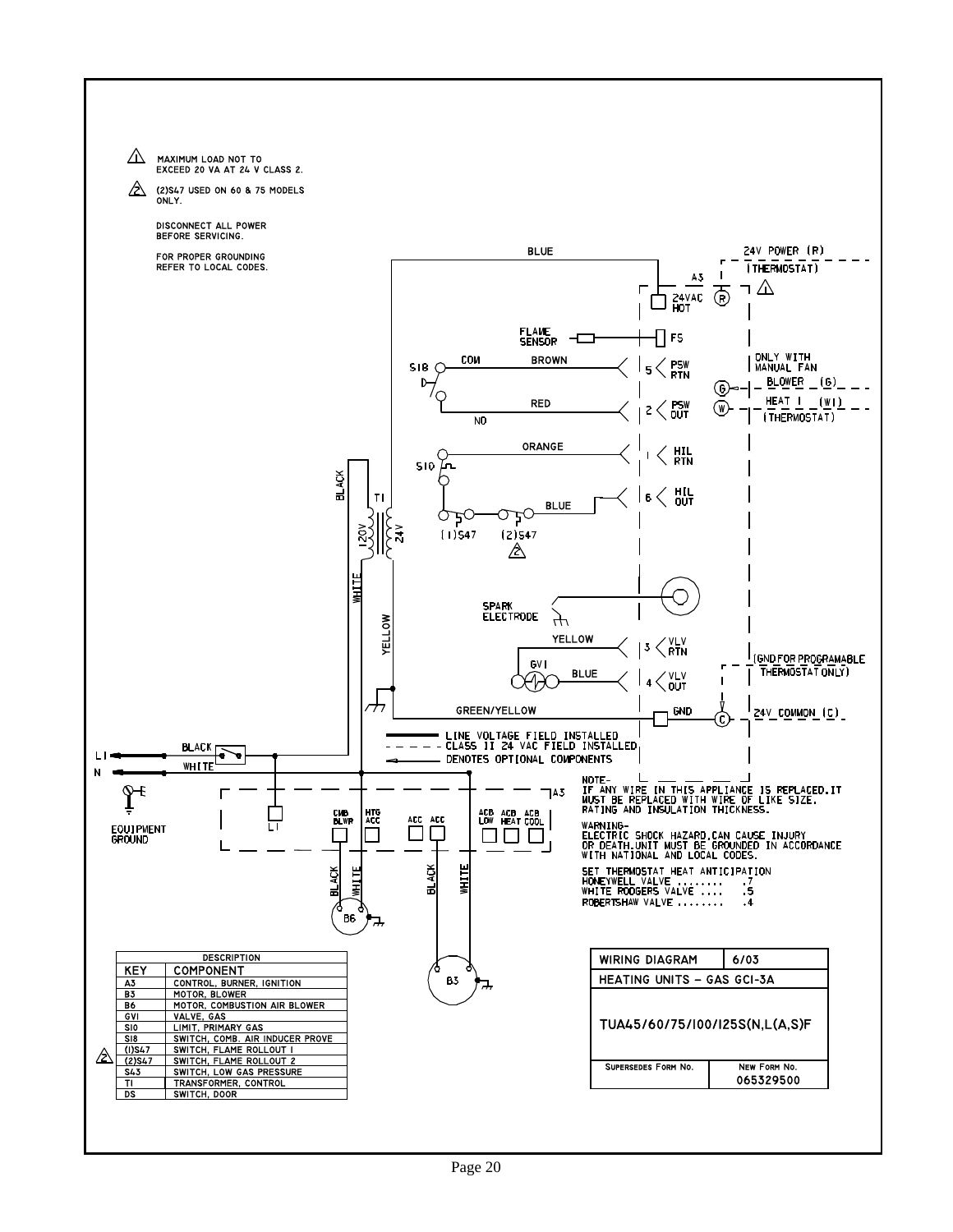⚠1 MAXIMUM LOAD NOT TO EXCEED 20 VA AT 24 V CLASS 2.

⚠2 (2)S47 USED ON 60 & 75 MODELS ONLY.

DISCONNECT ALL POWER BEFORE SERVICING.

FOR PROPER GROUNDING REFER TO LOCAL CODES.

BLUE

24V POWER (R) (THERMOSTAT)

A3

24VAC HOT

FLAME SENSOR

FS

S18 COM BROWN

5 PSW RTN

NO RED

2 PSW OUT

ONLY WITH MANUAL FAN

BLOWER (G)

HEAT 1 (W1) (THERMOSTAT)

ORANGE

S10

1 HIL RTN

BLACK

T1

BLUE

6 HIL OUT

120V 24V

(1)S47 (2)S47

WHITE

SPARK ELECTRODE

YELLOW

YELLOW

3 VLV RTN

GV1 BLUE

4 VLV OUT

(GND FOR PROGRAMABLE THERMOSTAT ONLY)

GREEN/YELLOW

GND

24V COMMON (C)

L1 BLACK

N WHITE

LINE VOLTAGE FIELD INSTALLED

CLASS II 24 VAC FIELD INSTALLED

DENOTES OPTIONAL COMPONENTS

A3

L1 CMB BLWR HTG ACC ACC ACC ACB LOW ACB HEAT ACB COOL

EQUIPMENT GROUND

BLACK WHITE

B6

BLACK WHITE

B3

NOTE- IF ANY WIRE IN THIS APPLIANCE IS REPLACED,IT MUST BE REPLACED WITH WIRE OF LIKE SIZE. RATING AND INSULATION THICKNESS.

WARNING- ELECTRIC SHOCK HAZARD,CAN CAUSE INJURY OR DEATH.UNIT MUST BE GROUNDED IN ACCORDANCE WITH NATIONAL AND LOCAL CODES.

SET THERMOSTAT HEAT ANTICIPATION

HONEYWELL VALVE ........ .7

WHITE RODGERS VALVE .... .5

ROBERTSHAW VALVE ........ .4

| DESCRIPTION | |
|---|---|
| KEY | COMPONENT |
| A3 | CONTROL, BURNER, IGNITION |
| B3 | MOTOR, BLOWER |
| B6 | MOTOR, COMBUSTION AIR BLOWER |
| GV1 | VALVE, GAS |
| S10 | LIMIT, PRIMARY GAS |
| S18 | SWITCH, COMB. AIR INDUCER PROVE |
| (1)S47 | SWITCH, FLAME ROLLOUT 1 |
| ⚠2 (2)S47 | SWITCH, FLAME ROLLOUT 2 |
| S43 | SWITCH, LOW GAS PRESSURE |
| T1 | TRANSFORMER, CONTROL |
| DS | SWITCH, DOOR |

| WIRING DIAGRAM | 6/03 |
|---|---|
| HEATING UNITS – GAS GC1-3A | |
| TUA45/60/75/100/125S(N,L(A,S)F | |
| SUPERSEDES FORM NO. | NEW FORM NO. 065329500 |